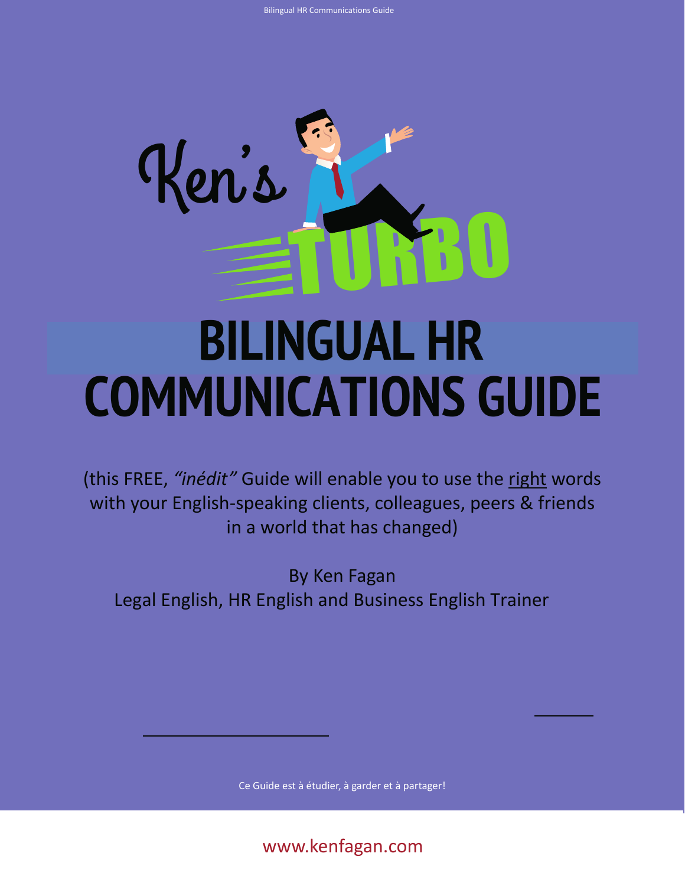Ken's TURBO

# BILINGUAL HR COMMUNICATIONS GUIDE

(this FREE, *"inédit"* Guide will enable you to use the right words with your English-speaking clients, colleagues, peers & friends in a world that has changed)

By Ken Fagan
Legal English, HR English and Business English Trainer

Ce Guide est à étudier, à garder et à partager!

www.kenfagan.com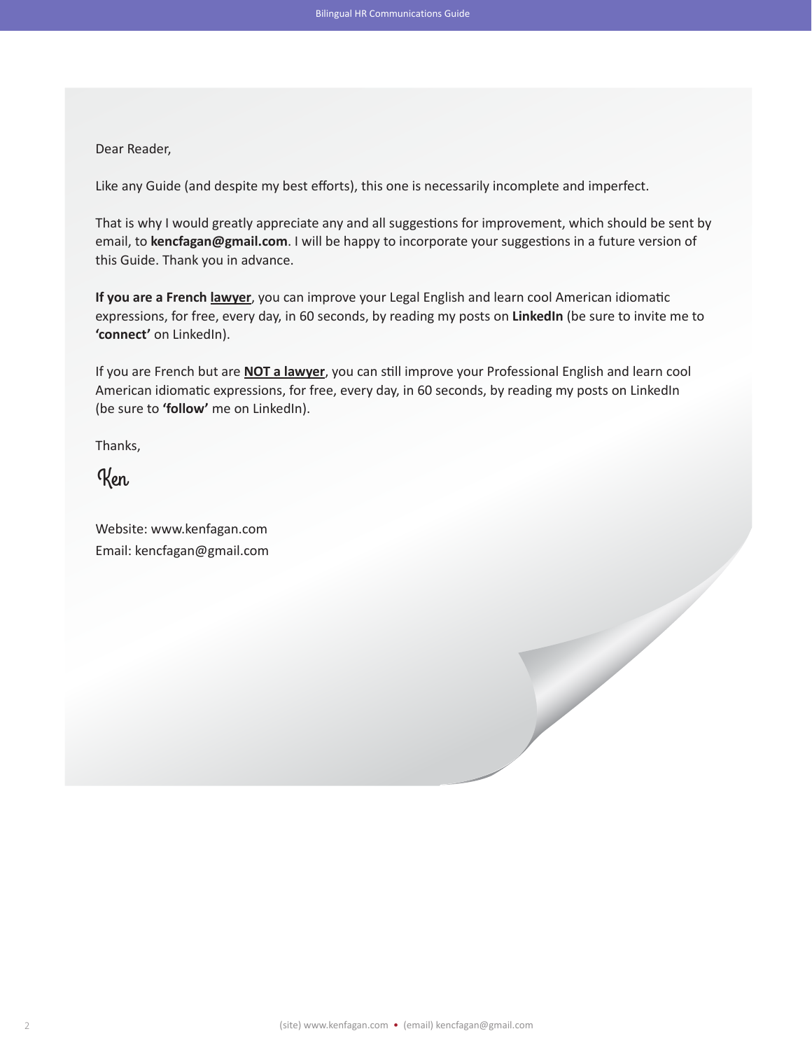Dear Reader,

Like any Guide (and despite my best efforts), this one is necessarily incomplete and imperfect.

That is why I would greatly appreciate any and all suggestions for improvement, which should be sent by email, to **kencfagan@gmail.com**. I will be happy to incorporate your suggestions in a future version of this Guide. Thank you in advance.

**If you are a French <u>lawyer</u>**, you can improve your Legal English and learn cool American idiomatic expressions, for free, every day, in 60 seconds, by reading my posts on **LinkedIn** (be sure to invite me to **'connect'** on LinkedIn).

If you are French but are **<u>NOT a lawyer</u>**, you can still improve your Professional English and learn cool American idiomatic expressions, for free, every day, in 60 seconds, by reading my posts on LinkedIn (be sure to **'follow'** me on LinkedIn).

Thanks,

*Ken*

Website: www.kenfagan.com
Email: kencfagan@gmail.com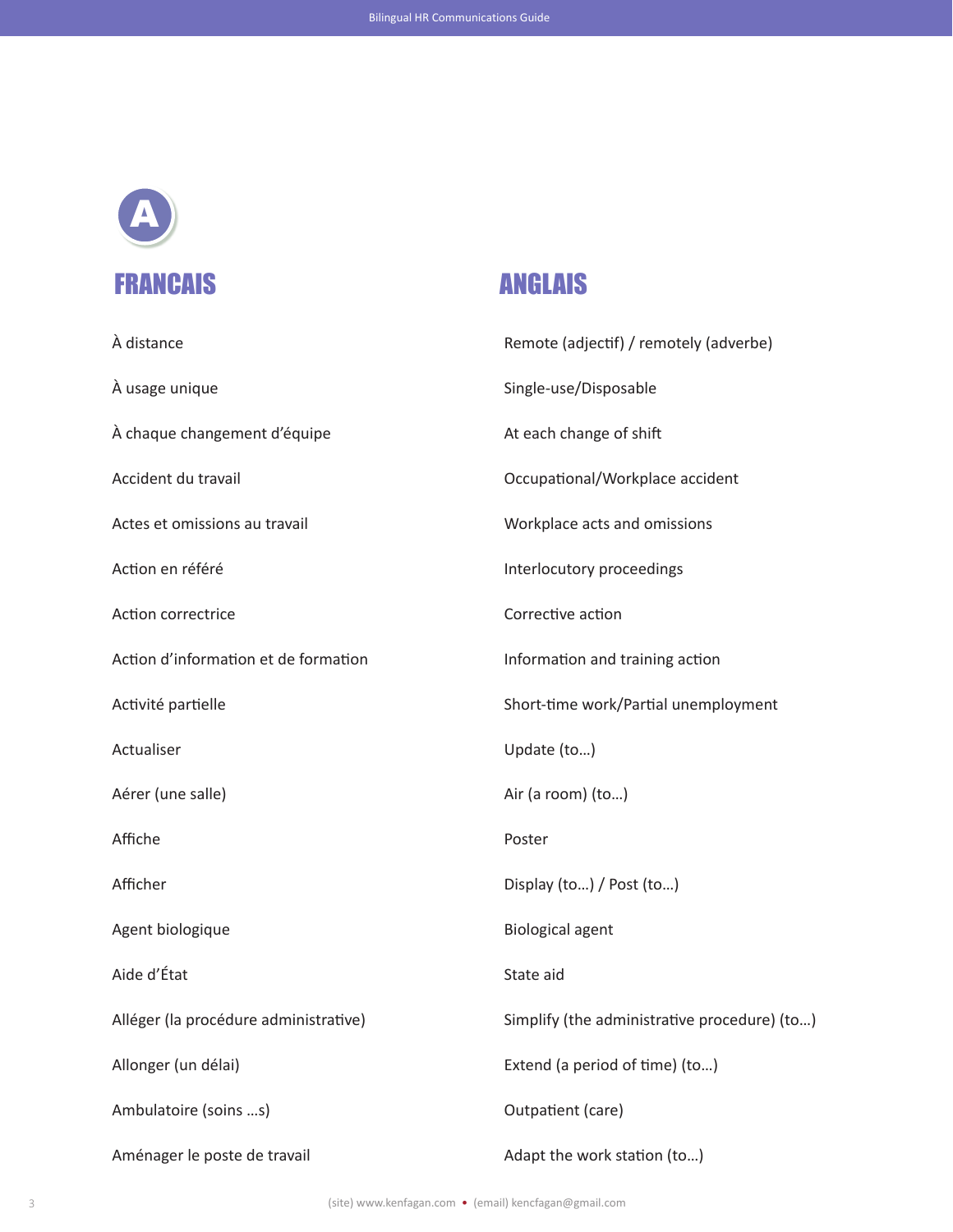# A

| FRANCAIS | ANGLAIS |
| --- | --- |
| À distance | Remote (adjectif) / remotely (adverbe) |
| À usage unique | Single-use/Disposable |
| À chaque changement d'équipe | At each change of shift |
| Accident du travail | Occupational/Workplace accident |
| Actes et omissions au travail | Workplace acts and omissions |
| Action en référé | Interlocutory proceedings |
| Action correctrice | Corrective action |
| Action d'information et de formation | Information and training action |
| Activité partielle | Short-time work/Partial unemployment |
| Actualiser | Update (to…) |
| Aérer (une salle) | Air (a room) (to…) |
| Affiche | Poster |
| Afficher | Display (to…) / Post (to…) |
| Agent biologique | Biological agent |
| Aide d'État | State aid |
| Alléger (la procédure administrative) | Simplify (the administrative procedure) (to…) |
| Allonger (un délai) | Extend (a period of time) (to…) |
| Ambulatoire (soins …s) | Outpatient (care) |
| Aménager le poste de travail | Adapt the work station (to…) |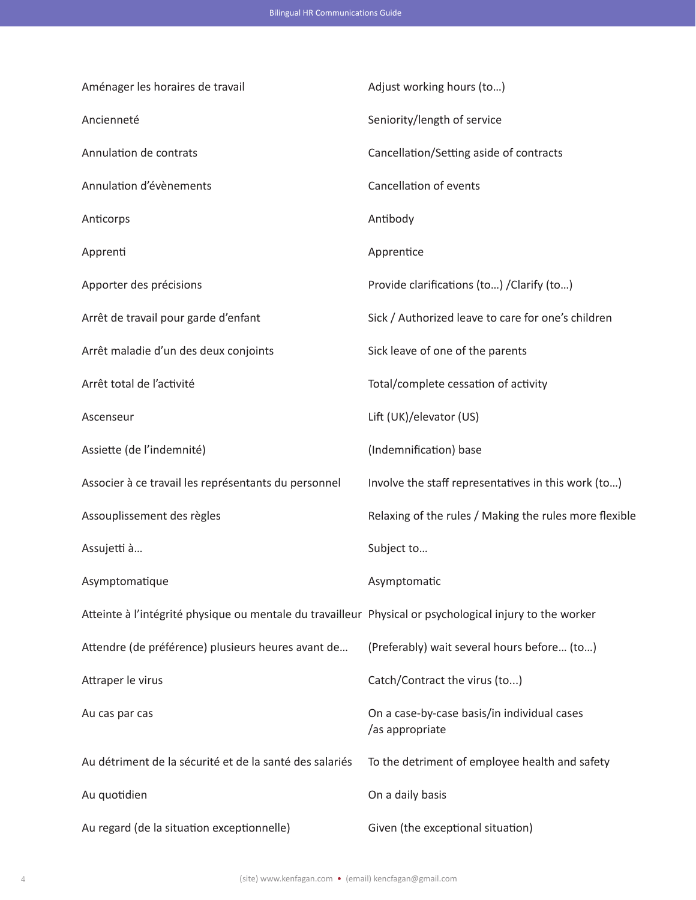| | |
|---|---|
| Aménager les horaires de travail | Adjust working hours (to…) |
| Ancienneté | Seniority/length of service |
| Annulation de contrats | Cancellation/Setting aside of contracts |
| Annulation d’évènements | Cancellation of events |
| Anticorps | Antibody |
| Apprenti | Apprentice |
| Apporter des précisions | Provide clarifications (to…) /Clarify (to…) |
| Arrêt de travail pour garde d’enfant | Sick / Authorized leave to care for one’s children |
| Arrêt maladie d’un des deux conjoints | Sick leave of one of the parents |
| Arrêt total de l’activité | Total/complete cessation of activity |
| Ascenseur | Lift (UK)/elevator (US) |
| Assiette (de l’indemnité) | (Indemnification) base |
| Associer à ce travail les représentants du personnel | Involve the staff representatives in this work (to…) |
| Assouplissement des règles | Relaxing of the rules / Making the rules more flexible |
| Assujetti à… | Subject to… |
| Asymptomatique | Asymptomatic |
| Atteinte à l’intégrité physique ou mentale du travailleur | Physical or psychological injury to the worker |
| Attendre (de préférence) plusieurs heures avant de… | (Preferably) wait several hours before… (to…) |
| Attraper le virus | Catch/Contract the virus (to...) |
| Au cas par cas | On a case-by-case basis/in individual cases /as appropriate |
| Au détriment de la sécurité et de la santé des salariés | To the detriment of employee health and safety |
| Au quotidien | On a daily basis |
| Au regard (de la situation exceptionnelle) | Given (the exceptional situation) |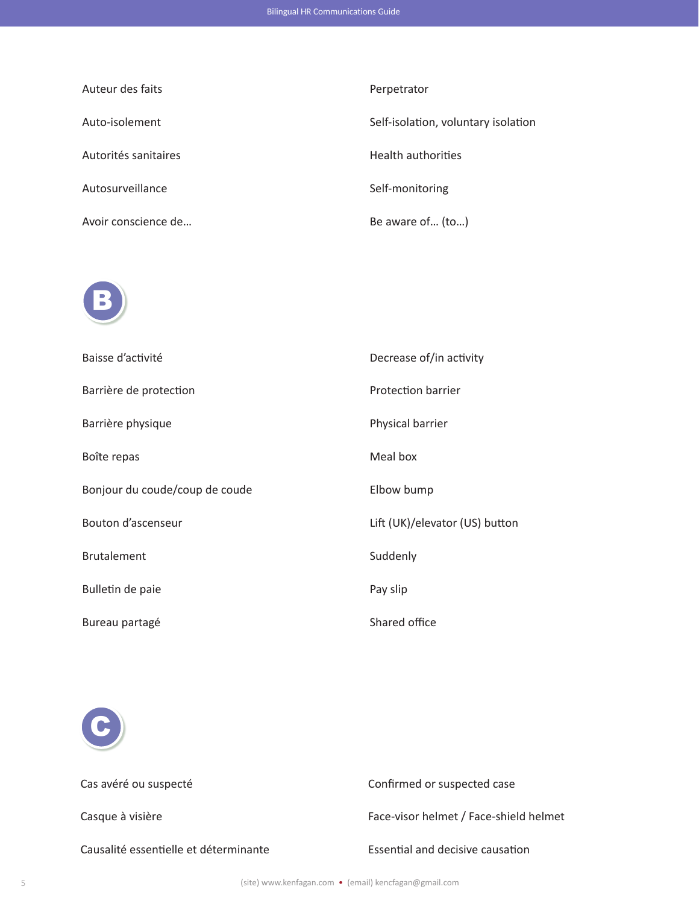| | |
|---|---|
| Auteur des faits | Perpetrator |
| Auto-isolement | Self-isolation, voluntary isolation |
| Autorités sanitaires | Health authorities |
| Autosurveillance | Self-monitoring |
| Avoir conscience de… | Be aware of… (to…) |

## B

| | |
|---|---|
| Baisse d’activité | Decrease of/in activity |
| Barrière de protection | Protection barrier |
| Barrière physique | Physical barrier |
| Boîte repas | Meal box |
| Bonjour du coude/coup de coude | Elbow bump |
| Bouton d’ascenseur | Lift (UK)/elevator (US) button |
| Brutalement | Suddenly |
| Bulletin de paie | Pay slip |
| Bureau partagé | Shared office |

## C

| | |
|---|---|
| Cas avéré ou suspecté | Confirmed or suspected case |
| Casque à visière | Face-visor helmet / Face-shield helmet |
| Causalité essentielle et déterminante | Essential and decisive causation |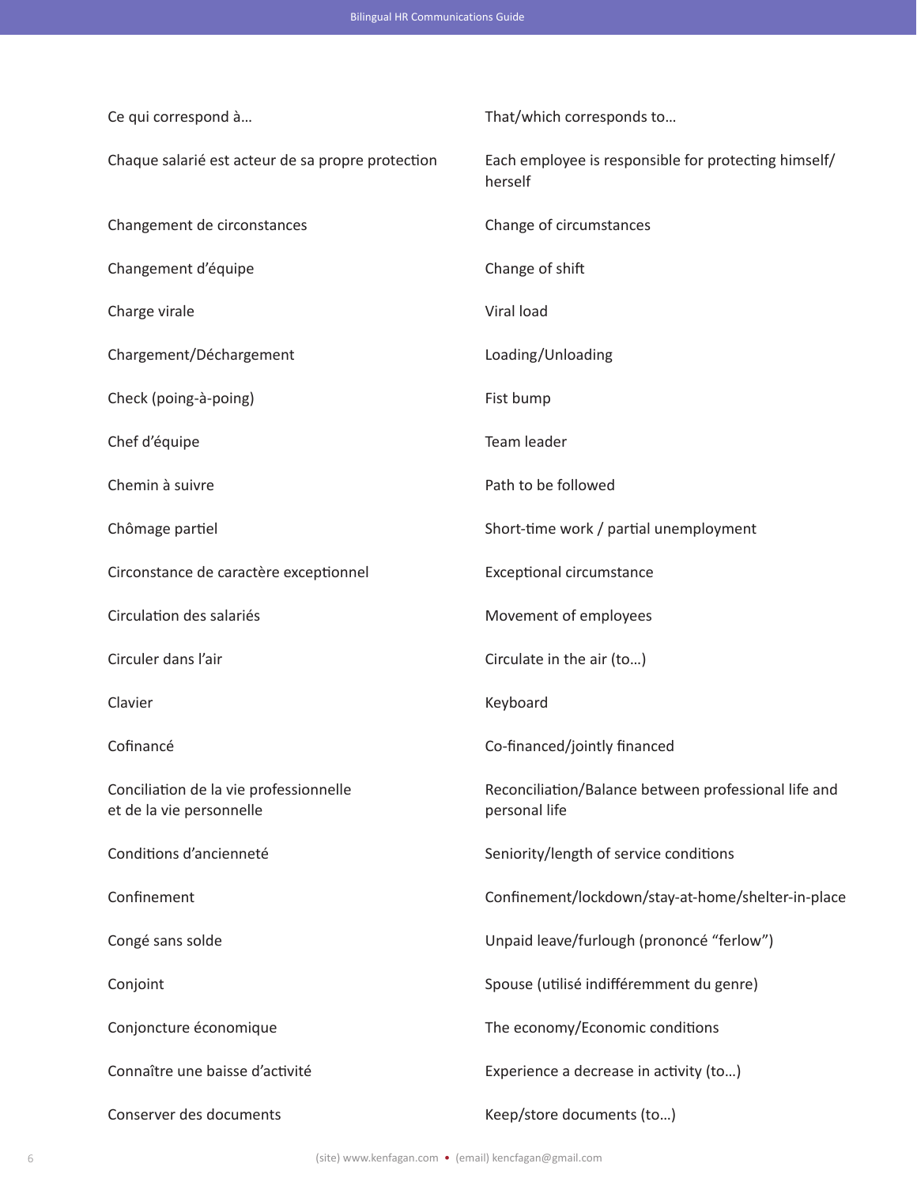| | |
|---|---|
| Ce qui correspond à… | That/which corresponds to… |
| Chaque salarié est acteur de sa propre protection | Each employee is responsible for protecting himself/herself |
| Changement de circonstances | Change of circumstances |
| Changement d'équipe | Change of shift |
| Charge virale | Viral load |
| Chargement/Déchargement | Loading/Unloading |
| Check (poing-à-poing) | Fist bump |
| Chef d'équipe | Team leader |
| Chemin à suivre | Path to be followed |
| Chômage partiel | Short-time work / partial unemployment |
| Circonstance de caractère exceptionnel | Exceptional circumstance |
| Circulation des salariés | Movement of employees |
| Circuler dans l'air | Circulate in the air (to…) |
| Clavier | Keyboard |
| Cofinancé | Co-financed/jointly financed |
| Conciliation de la vie professionnelle et de la vie personnelle | Reconciliation/Balance between professional life and personal life |
| Conditions d'ancienneté | Seniority/length of service conditions |
| Confinement | Confinement/lockdown/stay-at-home/shelter-in-place |
| Congé sans solde | Unpaid leave/furlough (prononcé "ferlow") |
| Conjoint | Spouse (utilisé indifféremment du genre) |
| Conjoncture économique | The economy/Economic conditions |
| Connaître une baisse d'activité | Experience a decrease in activity (to…) |
| Conserver des documents | Keep/store documents (to…) |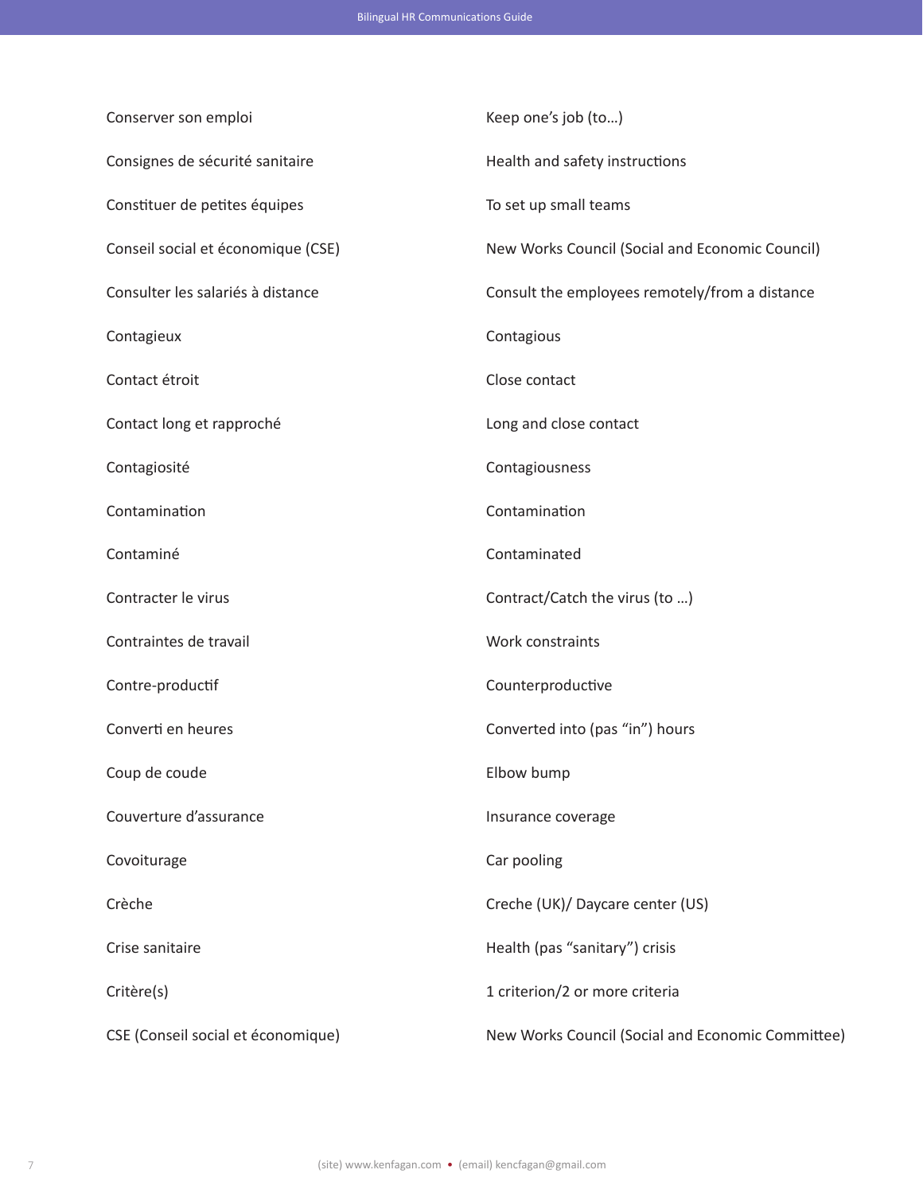| | |
|---|---|
| Conserver son emploi | Keep one's job (to…) |
| Consignes de sécurité sanitaire | Health and safety instructions |
| Constituer de petites équipes | To set up small teams |
| Conseil social et économique (CSE) | New Works Council (Social and Economic Council) |
| Consulter les salariés à distance | Consult the employees remotely/from a distance |
| Contagieux | Contagious |
| Contact étroit | Close contact |
| Contact long et rapproché | Long and close contact |
| Contagiosité | Contagiousness |
| Contamination | Contamination |
| Contaminé | Contaminated |
| Contracter le virus | Contract/Catch the virus (to …) |
| Contraintes de travail | Work constraints |
| Contre-productif | Counterproductive |
| Converti en heures | Converted into (pas "in") hours |
| Coup de coude | Elbow bump |
| Couverture d'assurance | Insurance coverage |
| Covoiturage | Car pooling |
| Crèche | Creche (UK)/ Daycare center (US) |
| Crise sanitaire | Health (pas "sanitary") crisis |
| Critère(s) | 1 criterion/2 or more criteria |
| CSE (Conseil social et économique) | New Works Council (Social and Economic Committee) |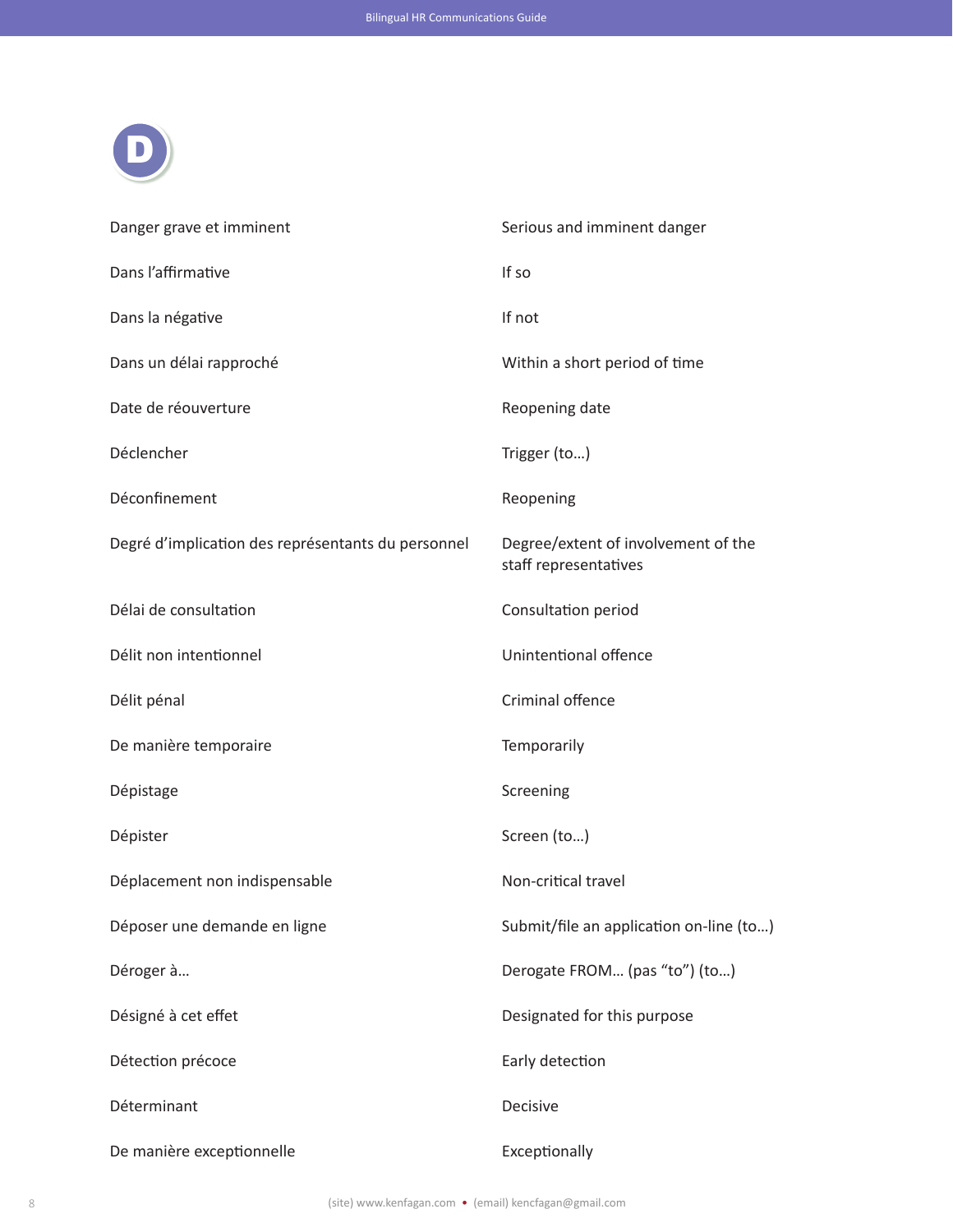# D

| | |
|---|---|
| Danger grave et imminent | Serious and imminent danger |
| Dans l'affirmative | If so |
| Dans la négative | If not |
| Dans un délai rapproché | Within a short period of time |
| Date de réouverture | Reopening date |
| Déclencher | Trigger (to…) |
| Déconfinement | Reopening |
| Degré d'implication des représentants du personnel | Degree/extent of involvement of the staff representatives |
| Délai de consultation | Consultation period |
| Délit non intentionnel | Unintentional offence |
| Délit pénal | Criminal offence |
| De manière temporaire | Temporarily |
| Dépistage | Screening |
| Dépister | Screen (to…) |
| Déplacement non indispensable | Non-critical travel |
| Déposer une demande en ligne | Submit/file an application on-line (to…) |
| Déroger à… | Derogate FROM… (pas "to") (to…) |
| Désigné à cet effet | Designated for this purpose |
| Détection précoce | Early detection |
| Déterminant | Decisive |
| De manière exceptionnelle | Exceptionally |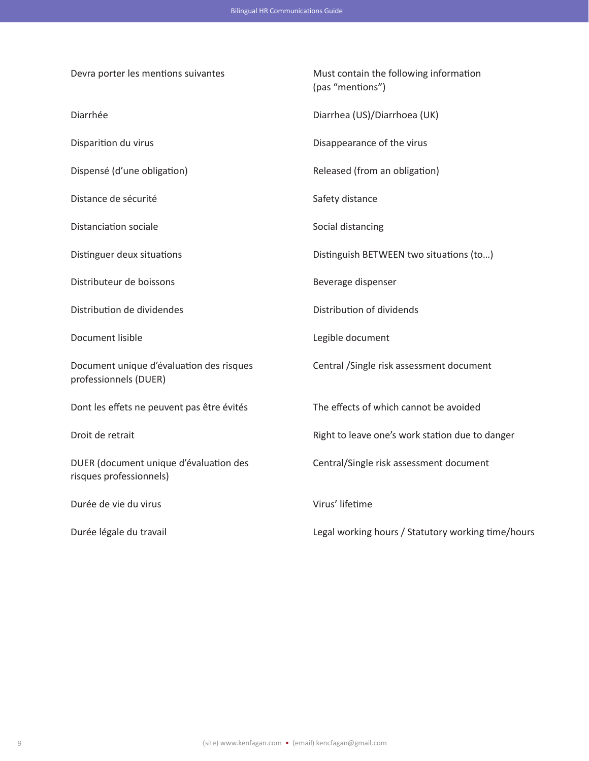| | |
|---|---|
| Devra porter les mentions suivantes | Must contain the following information (pas "mentions") |
| Diarrhée | Diarrhea (US)/Diarrhoea (UK) |
| Disparition du virus | Disappearance of the virus |
| Dispensé (d'une obligation) | Released (from an obligation) |
| Distance de sécurité | Safety distance |
| Distanciation sociale | Social distancing |
| Distinguer deux situations | Distinguish BETWEEN two situations (to…) |
| Distributeur de boissons | Beverage dispenser |
| Distribution de dividendes | Distribution of dividends |
| Document lisible | Legible document |
| Document unique d'évaluation des risques professionnels (DUER) | Central /Single risk assessment document |
| Dont les effets ne peuvent pas être évités | The effects of which cannot be avoided |
| Droit de retrait | Right to leave one's work station due to danger |
| DUER (document unique d'évaluation des risques professionnels) | Central/Single risk assessment document |
| Durée de vie du virus | Virus' lifetime |
| Durée légale du travail | Legal working hours / Statutory working time/hours |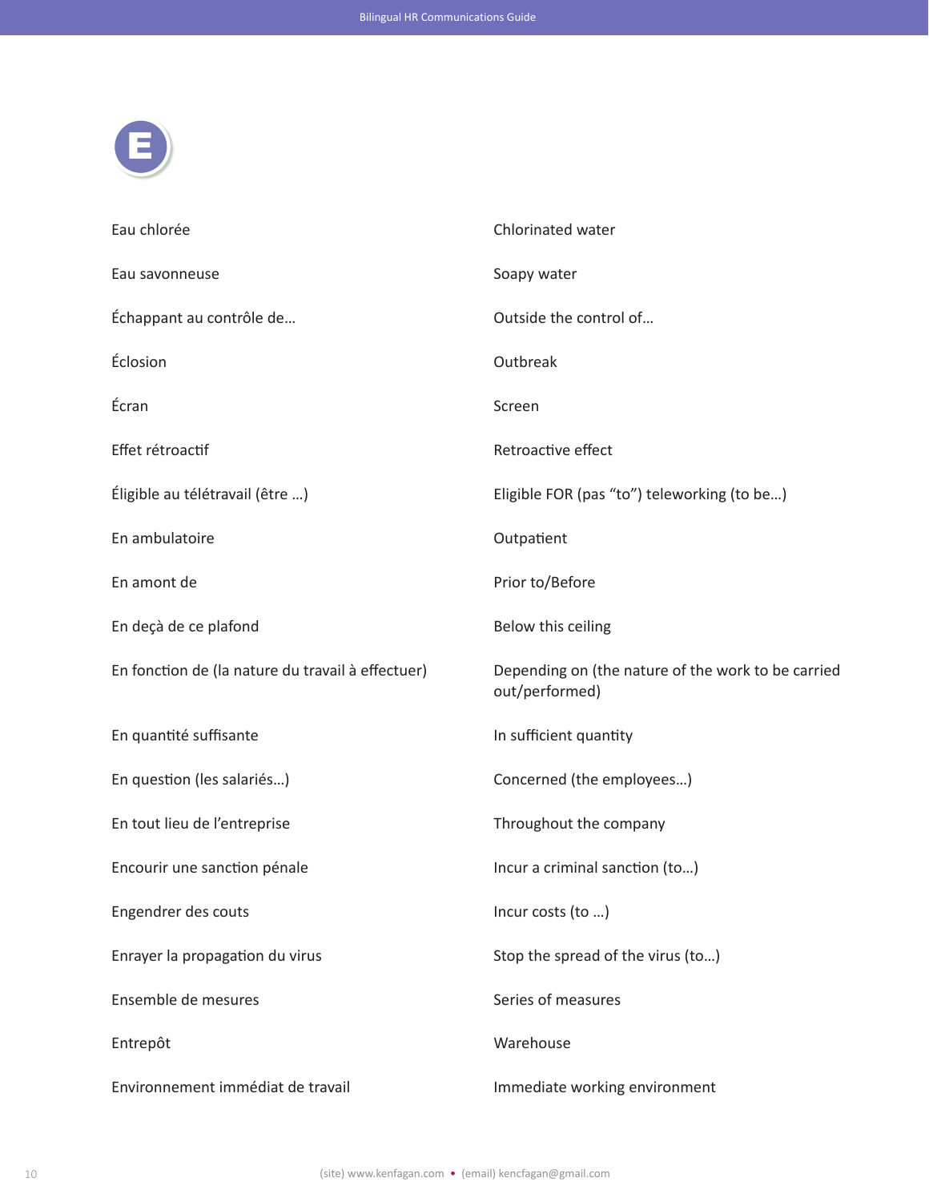# E

| | |
|---|---|
| Eau chlorée | Chlorinated water |
| Eau savonneuse | Soapy water |
| Échappant au contrôle de… | Outside the control of… |
| Éclosion | Outbreak |
| Écran | Screen |
| Effet rétroactif | Retroactive effect |
| Éligible au télétravail (être …) | Eligible FOR (pas "to") teleworking (to be…) |
| En ambulatoire | Outpatient |
| En amont de | Prior to/Before |
| En deçà de ce plafond | Below this ceiling |
| En fonction de (la nature du travail à effectuer) | Depending on (the nature of the work to be carried out/performed) |
| En quantité suffisante | In sufficient quantity |
| En question (les salariés…) | Concerned (the employees…) |
| En tout lieu de l'entreprise | Throughout the company |
| Encourir une sanction pénale | Incur a criminal sanction (to…) |
| Engendrer des couts | Incur costs (to …) |
| Enrayer la propagation du virus | Stop the spread of the virus (to…) |
| Ensemble de mesures | Series of measures |
| Entrepôt | Warehouse |
| Environnement immédiat de travail | Immediate working environment |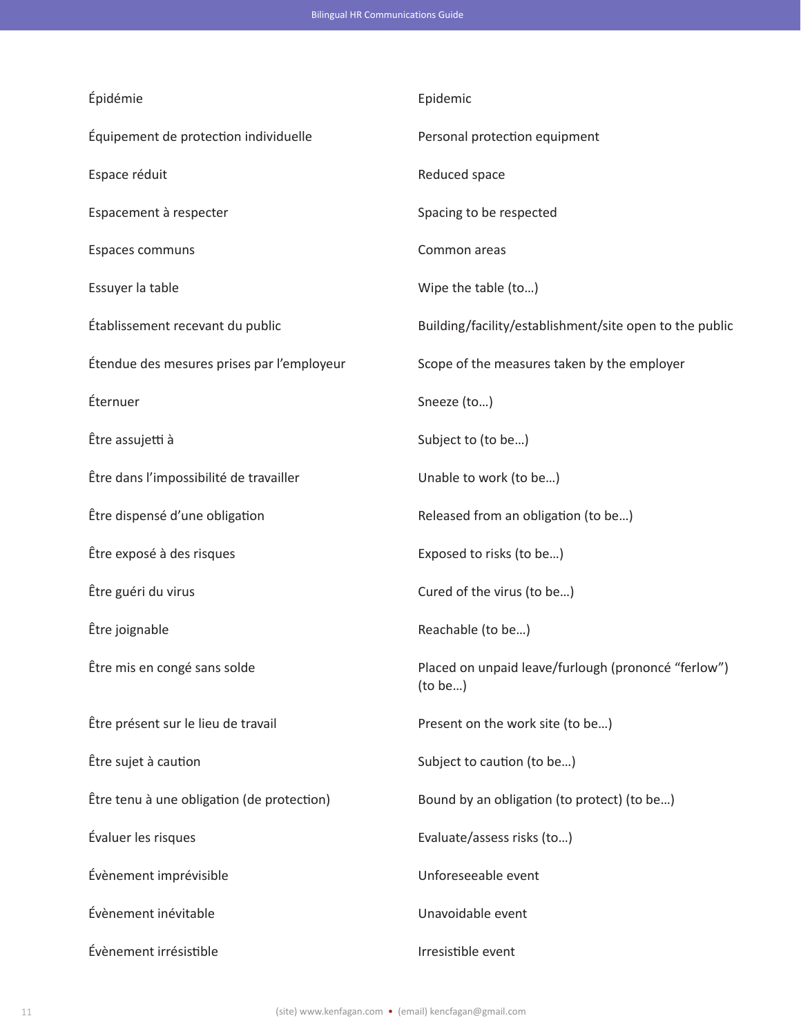| | |
|---|---|
| Épidémie | Epidemic |
| Équipement de protection individuelle | Personal protection equipment |
| Espace réduit | Reduced space |
| Espacement à respecter | Spacing to be respected |
| Espaces communs | Common areas |
| Essuyer la table | Wipe the table (to…) |
| Établissement recevant du public | Building/facility/establishment/site open to the public |
| Étendue des mesures prises par l'employeur | Scope of the measures taken by the employer |
| Éternuer | Sneeze (to…) |
| Être assujetti à | Subject to (to be…) |
| Être dans l'impossibilité de travailler | Unable to work (to be…) |
| Être dispensé d'une obligation | Released from an obligation (to be…) |
| Être exposé à des risques | Exposed to risks (to be…) |
| Être guéri du virus | Cured of the virus (to be…) |
| Être joignable | Reachable (to be…) |
| Être mis en congé sans solde | Placed on unpaid leave/furlough (prononcé "ferlow") (to be…) |
| Être présent sur le lieu de travail | Present on the work site (to be…) |
| Être sujet à caution | Subject to caution (to be…) |
| Être tenu à une obligation (de protection) | Bound by an obligation (to protect) (to be…) |
| Évaluer les risques | Evaluate/assess risks (to…) |
| Évènement imprévisible | Unforeseeable event |
| Évènement inévitable | Unavoidable event |
| Évènement irrésistible | Irresistible event |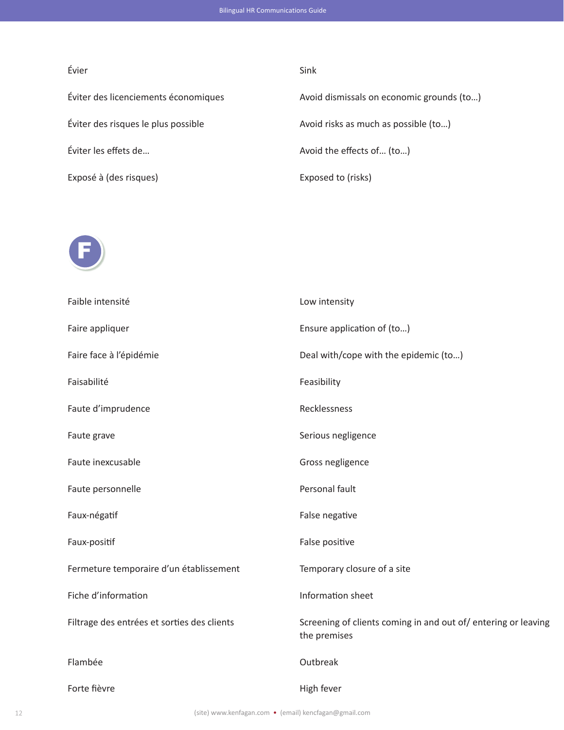| | |
|---|---|
| Évier | Sink |
| Éviter des licenciements économiques | Avoid dismissals on economic grounds (to…) |
| Éviter des risques le plus possible | Avoid risks as much as possible (to…) |
| Éviter les effets de… | Avoid the effects of… (to…) |
| Exposé à (des risques) | Exposed to (risks) |

## F

| | |
|---|---|
| Faible intensité | Low intensity |
| Faire appliquer | Ensure application of (to…) |
| Faire face à l’épidémie | Deal with/cope with the epidemic (to…) |
| Faisabilité | Feasibility |
| Faute d’imprudence | Recklessness |
| Faute grave | Serious negligence |
| Faute inexcusable | Gross negligence |
| Faute personnelle | Personal fault |
| Faux-négatif | False negative |
| Faux-positif | False positive |
| Fermeture temporaire d’un établissement | Temporary closure of a site |
| Fiche d’information | Information sheet |
| Filtrage des entrées et sorties des clients | Screening of clients coming in and out of/ entering or leaving the premises |
| Flambée | Outbreak |
| Forte fièvre | High fever |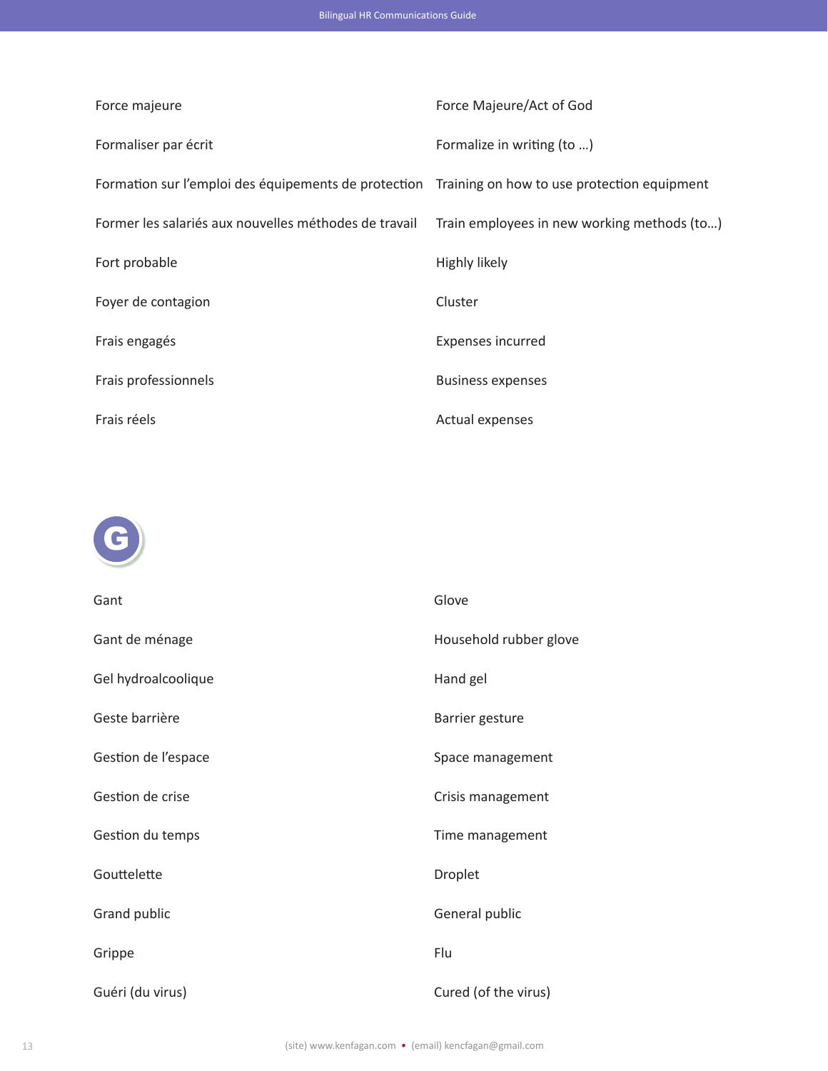| | |
|---|---|
| Force majeure | Force Majeure/Act of God |
| Formaliser par écrit | Formalize in writing (to …) |
| Formation sur l’emploi des équipements de protection | Training on how to use protection equipment |
| Former les salariés aux nouvelles méthodes de travail | Train employees in new working methods (to…) |
| Fort probable | Highly likely |
| Foyer de contagion | Cluster |
| Frais engagés | Expenses incurred |
| Frais professionnels | Business expenses |
| Frais réels | Actual expenses |

## G

| | |
|---|---|
| Gant | Glove |
| Gant de ménage | Household rubber glove |
| Gel hydroalcoolique | Hand gel |
| Geste barrière | Barrier gesture |
| Gestion de l’espace | Space management |
| Gestion de crise | Crisis management |
| Gestion du temps | Time management |
| Gouttelette | Droplet |
| Grand public | General public |
| Grippe | Flu |
| Guéri (du virus) | Cured (of the virus) |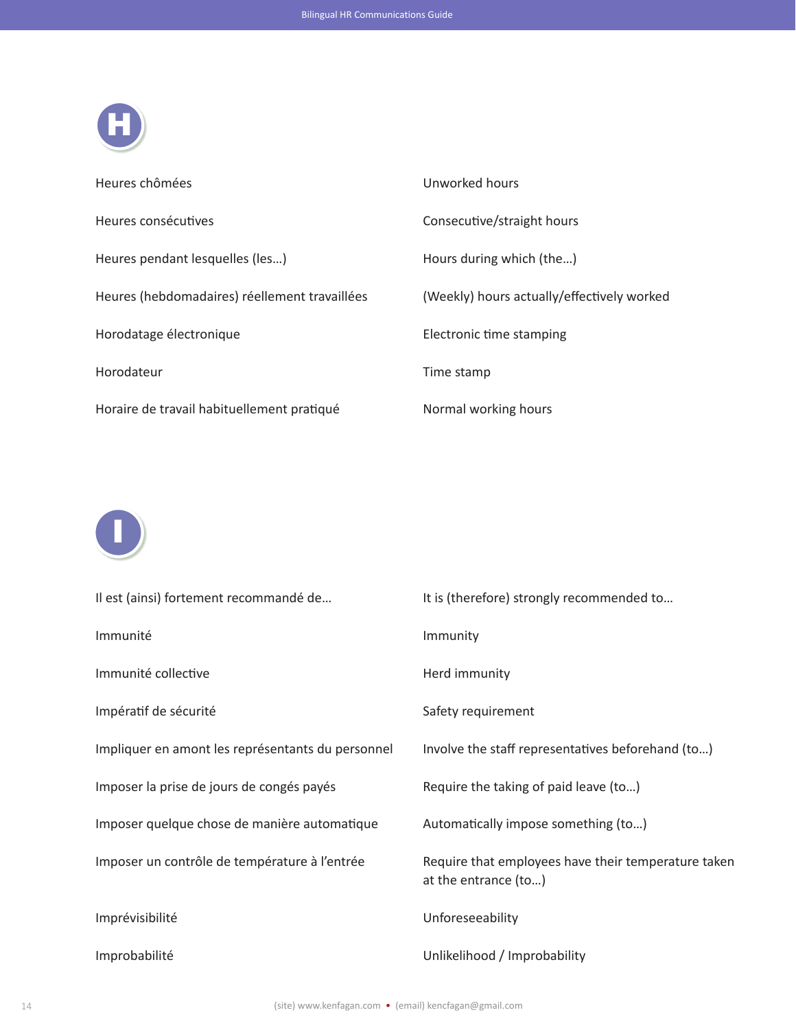## H

| | |
|---|---|
| Heures chômées | Unworked hours |
| Heures consécutives | Consecutive/straight hours |
| Heures pendant lesquelles (les…) | Hours during which (the…) |
| Heures (hebdomadaires) réellement travaillées | (Weekly) hours actually/effectively worked |
| Horodatage électronique | Electronic time stamping |
| Horodateur | Time stamp |
| Horaire de travail habituellement pratiqué | Normal working hours |

## I

| | |
|---|---|
| Il est (ainsi) fortement recommandé de… | It is (therefore) strongly recommended to… |
| Immunité | Immunity |
| Immunité collective | Herd immunity |
| Impératif de sécurité | Safety requirement |
| Impliquer en amont les représentants du personnel | Involve the staff representatives beforehand (to…) |
| Imposer la prise de jours de congés payés | Require the taking of paid leave (to…) |
| Imposer quelque chose de manière automatique | Automatically impose something (to…) |
| Imposer un contrôle de température à l'entrée | Require that employees have their temperature taken at the entrance (to…) |
| Imprévisibilité | Unforeseeability |
| Improbabilité | Unlikelihood / Improbability |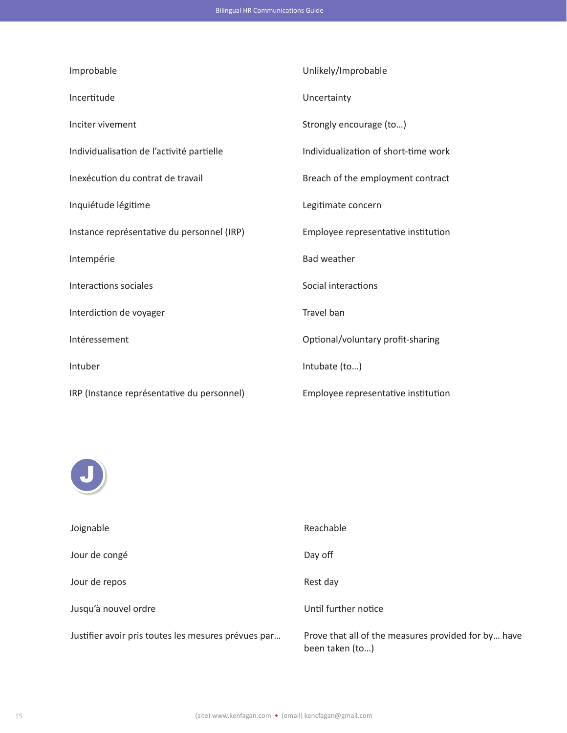| | |
|---|---|
| Improbable | Unlikely/Improbable |
| Incertitude | Uncertainty |
| Inciter vivement | Strongly encourage (to…) |
| Individualisation de l’activité partielle | Individualization of short-time work |
| Inexécution du contrat de travail | Breach of the employment contract |
| Inquiétude légitime | Legitimate concern |
| Instance représentative du personnel (IRP) | Employee representative institution |
| Intempérie | Bad weather |
| Interactions sociales | Social interactions |
| Interdiction de voyager | Travel ban |
| Intéressement | Optional/voluntary profit-sharing |
| Intuber | Intubate (to…) |
| IRP (Instance représentative du personnel) | Employee representative institution |

## J

| | |
|---|---|
| Joignable | Reachable |
| Jour de congé | Day off |
| Jour de repos | Rest day |
| Jusqu’à nouvel ordre | Until further notice |
| Justifier avoir pris toutes les mesures prévues par… | Prove that all of the measures provided for by… have been taken (to…) |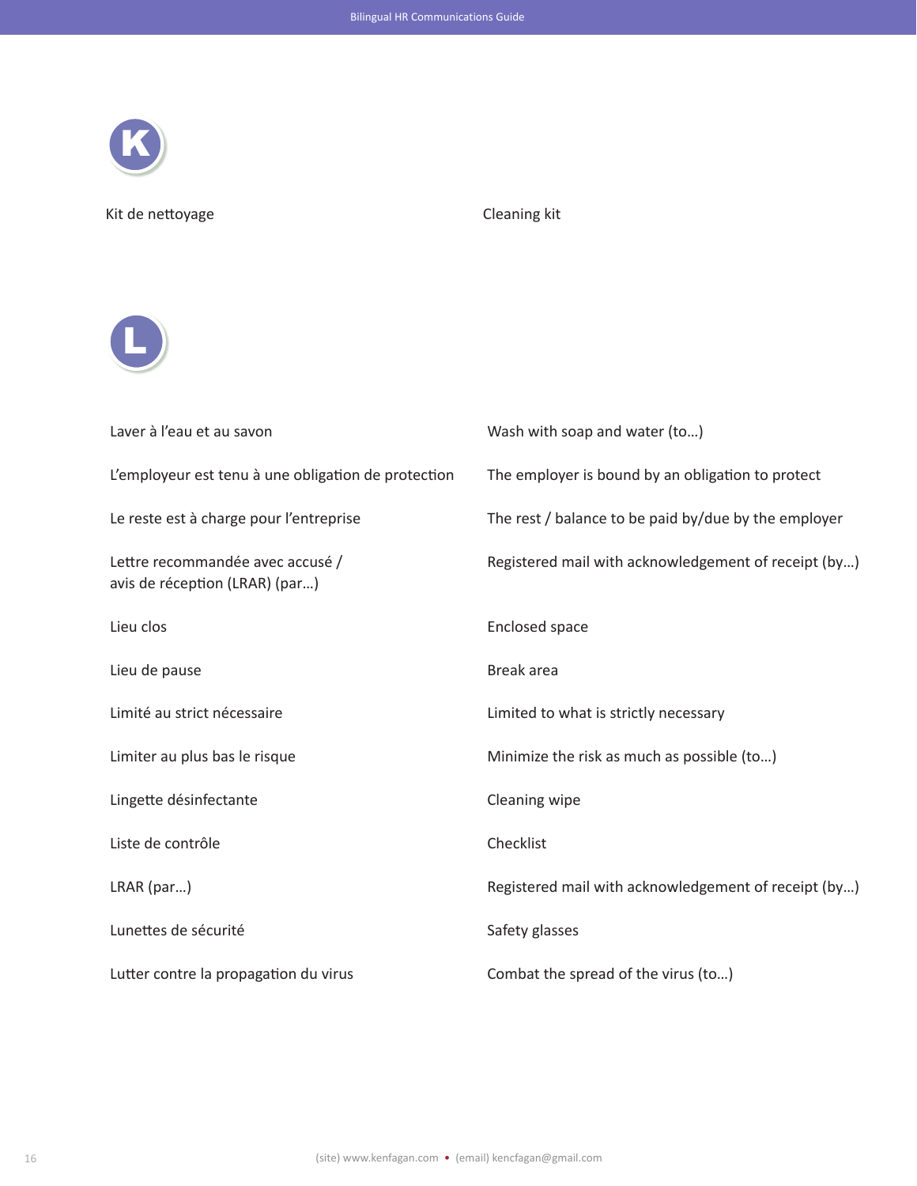## K

| | |
|---|---|
| Kit de nettoyage | Cleaning kit |

## L

| | |
|---|---|
| Laver à l'eau et au savon | Wash with soap and water (to…) |
| L'employeur est tenu à une obligation de protection | The employer is bound by an obligation to protect |
| Le reste est à charge pour l'entreprise | The rest / balance to be paid by/due by the employer |
| Lettre recommandée avec accusé / avis de réception (LRAR) (par…) | Registered mail with acknowledgement of receipt (by…) |
| Lieu clos | Enclosed space |
| Lieu de pause | Break area |
| Limité au strict nécessaire | Limited to what is strictly necessary |
| Limiter au plus bas le risque | Minimize the risk as much as possible (to…) |
| Lingette désinfectante | Cleaning wipe |
| Liste de contrôle | Checklist |
| LRAR (par…) | Registered mail with acknowledgement of receipt (by…) |
| Lunettes de sécurité | Safety glasses |
| Lutter contre la propagation du virus | Combat the spread of the virus (to…) |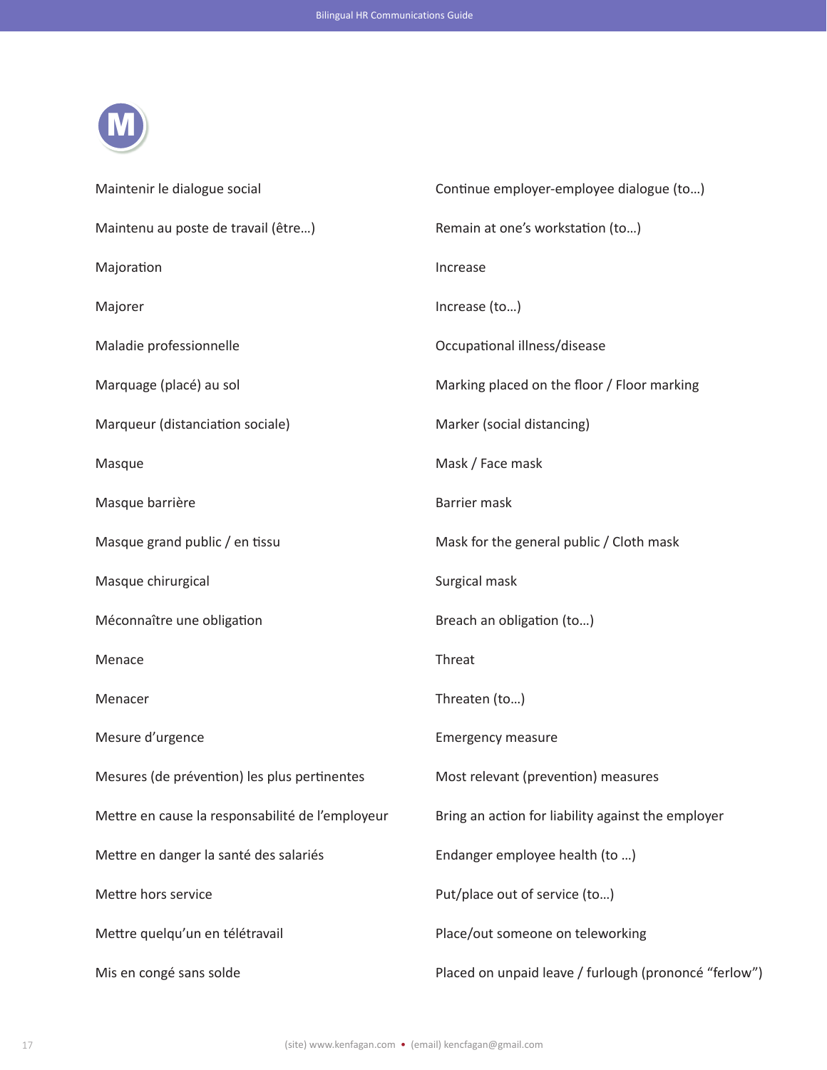# M

| | |
|---|---|
| Maintenir le dialogue social | Continue employer-employee dialogue (to…) |
| Maintenu au poste de travail (être…) | Remain at one's workstation (to…) |
| Majoration | Increase |
| Majorer | Increase (to…) |
| Maladie professionnelle | Occupational illness/disease |
| Marquage (placé) au sol | Marking placed on the floor / Floor marking |
| Marqueur (distanciation sociale) | Marker (social distancing) |
| Masque | Mask / Face mask |
| Masque barrière | Barrier mask |
| Masque grand public / en tissu | Mask for the general public / Cloth mask |
| Masque chirurgical | Surgical mask |
| Méconnaître une obligation | Breach an obligation (to…) |
| Menace | Threat |
| Menacer | Threaten (to…) |
| Mesure d'urgence | Emergency measure |
| Mesures (de prévention) les plus pertinentes | Most relevant (prevention) measures |
| Mettre en cause la responsabilité de l'employeur | Bring an action for liability against the employer |
| Mettre en danger la santé des salariés | Endanger employee health (to …) |
| Mettre hors service | Put/place out of service (to…) |
| Mettre quelqu'un en télétravail | Place/out someone on teleworking |
| Mis en congé sans solde | Placed on unpaid leave / furlough (prononcé "ferlow") |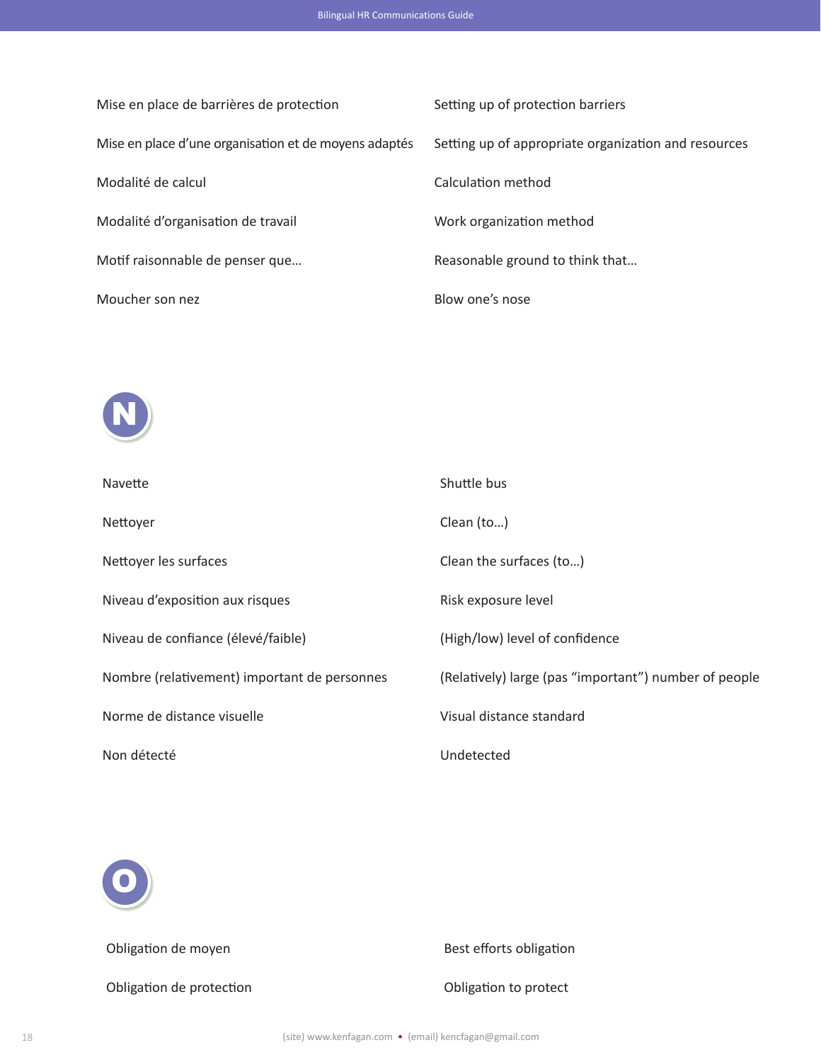| | |
|---|---|
| Mise en place de barrières de protection | Setting up of protection barriers |
| Mise en place d'une organisation et de moyens adaptés | Setting up of appropriate organization and resources |
| Modalité de calcul | Calculation method |
| Modalité d'organisation de travail | Work organization method |
| Motif raisonnable de penser que… | Reasonable ground to think that… |
| Moucher son nez | Blow one's nose |

## N

| | |
|---|---|
| Navette | Shuttle bus |
| Nettoyer | Clean (to…) |
| Nettoyer les surfaces | Clean the surfaces (to…) |
| Niveau d'exposition aux risques | Risk exposure level |
| Niveau de confiance (élevé/faible) | (High/low) level of confidence |
| Nombre (relativement) important de personnes | (Relatively) large (pas "important") number of people |
| Norme de distance visuelle | Visual distance standard |
| Non détecté | Undetected |

## O

| | |
|---|---|
| Obligation de moyen | Best efforts obligation |
| Obligation de protection | Obligation to protect |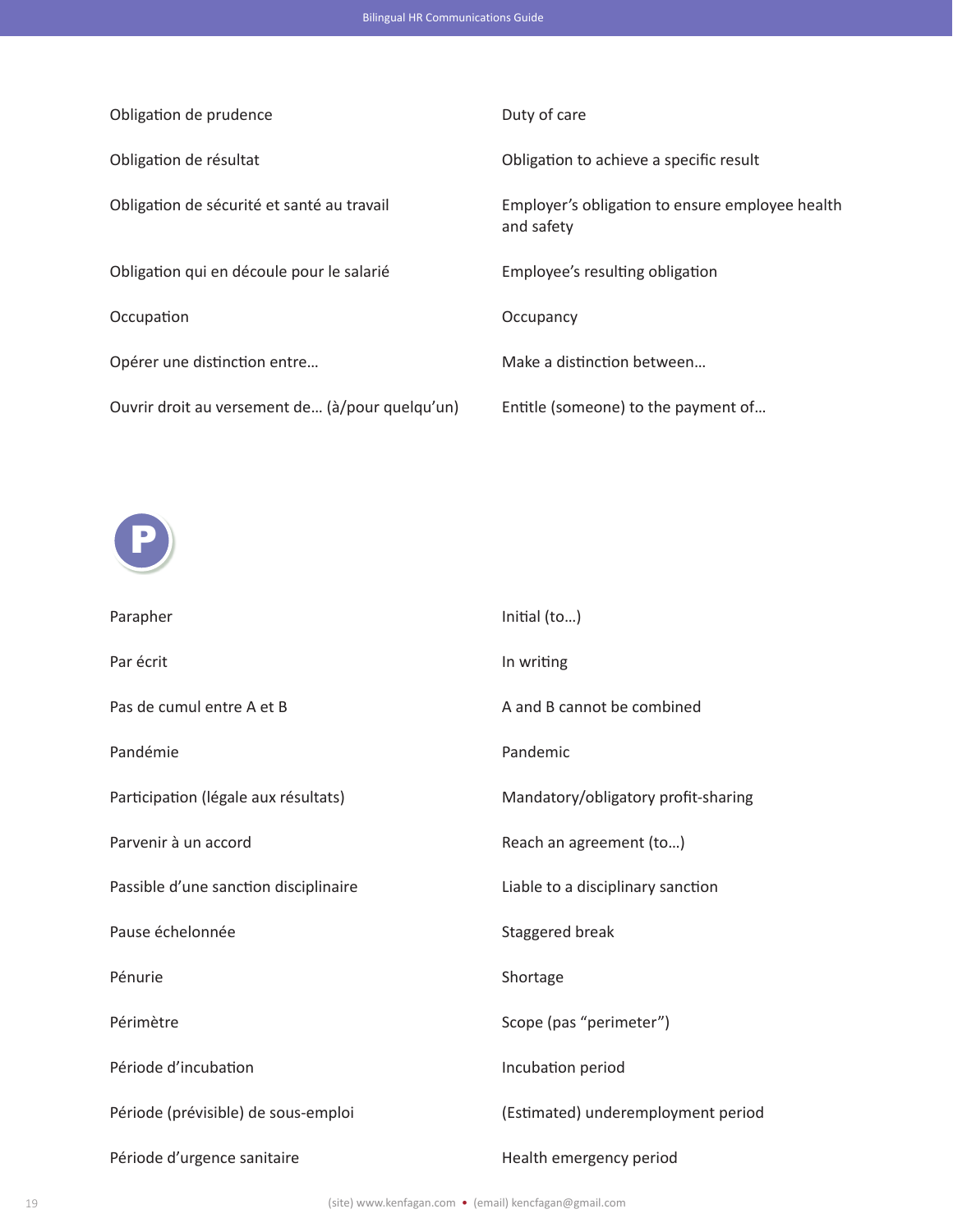| | |
|---|---|
| Obligation de prudence | Duty of care |
| Obligation de résultat | Obligation to achieve a specific result |
| Obligation de sécurité et santé au travail | Employer's obligation to ensure employee health and safety |
| Obligation qui en découle pour le salarié | Employee's resulting obligation |
| Occupation | Occupancy |
| Opérer une distinction entre… | Make a distinction between… |
| Ouvrir droit au versement de… (à/pour quelqu'un) | Entitle (someone) to the payment of… |

## P

| | |
|---|---|
| Parapher | Initial (to…) |
| Par écrit | In writing |
| Pas de cumul entre A et B | A and B cannot be combined |
| Pandémie | Pandemic |
| Participation (légale aux résultats) | Mandatory/obligatory profit-sharing |
| Parvenir à un accord | Reach an agreement (to…) |
| Passible d'une sanction disciplinaire | Liable to a disciplinary sanction |
| Pause échelonnée | Staggered break |
| Pénurie | Shortage |
| Périmètre | Scope (pas "perimeter") |
| Période d'incubation | Incubation period |
| Période (prévisible) de sous-emploi | (Estimated) underemployment period |
| Période d'urgence sanitaire | Health emergency period |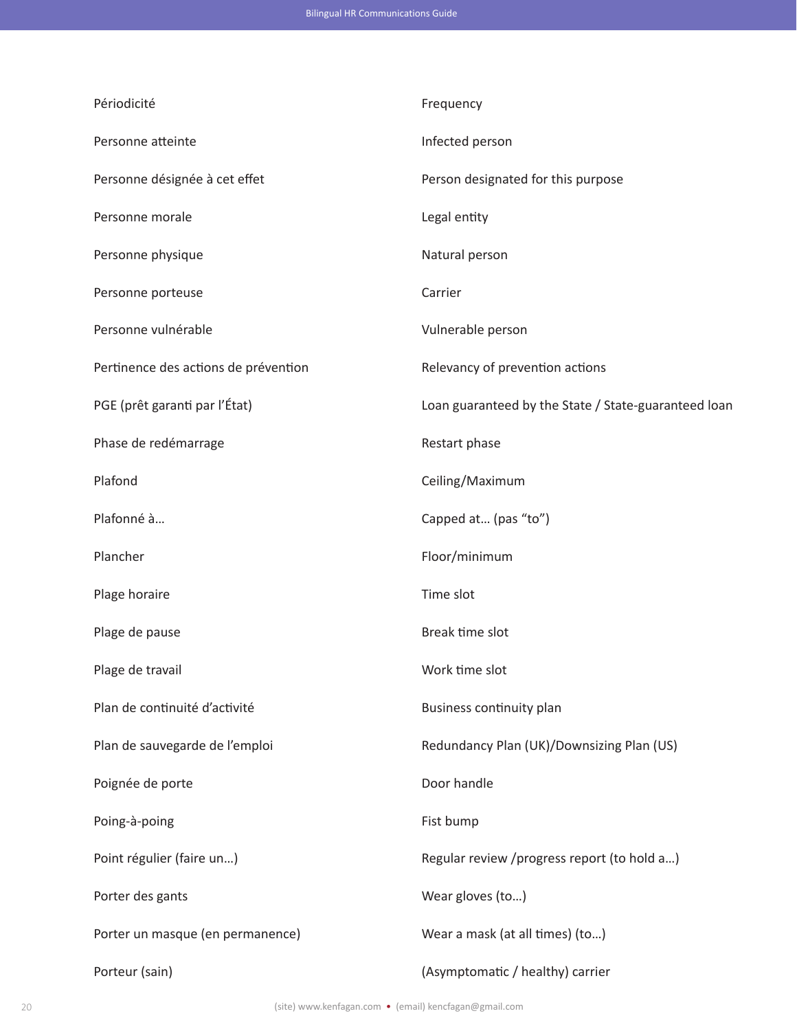| | |
|---|---|
| Périodicité | Frequency |
| Personne atteinte | Infected person |
| Personne désignée à cet effet | Person designated for this purpose |
| Personne morale | Legal entity |
| Personne physique | Natural person |
| Personne porteuse | Carrier |
| Personne vulnérable | Vulnerable person |
| Pertinence des actions de prévention | Relevancy of prevention actions |
| PGE (prêt garanti par l’État) | Loan guaranteed by the State / State-guaranteed loan |
| Phase de redémarrage | Restart phase |
| Plafond | Ceiling/Maximum |
| Plafonné à… | Capped at… (pas “to”) |
| Plancher | Floor/minimum |
| Plage horaire | Time slot |
| Plage de pause | Break time slot |
| Plage de travail | Work time slot |
| Plan de continuité d’activité | Business continuity plan |
| Plan de sauvegarde de l’emploi | Redundancy Plan (UK)/Downsizing Plan (US) |
| Poignée de porte | Door handle |
| Poing-à-poing | Fist bump |
| Point régulier (faire un…) | Regular review /progress report (to hold a…) |
| Porter des gants | Wear gloves (to…) |
| Porter un masque (en permanence) | Wear a mask (at all times) (to…) |
| Porteur (sain) | (Asymptomatic / healthy) carrier |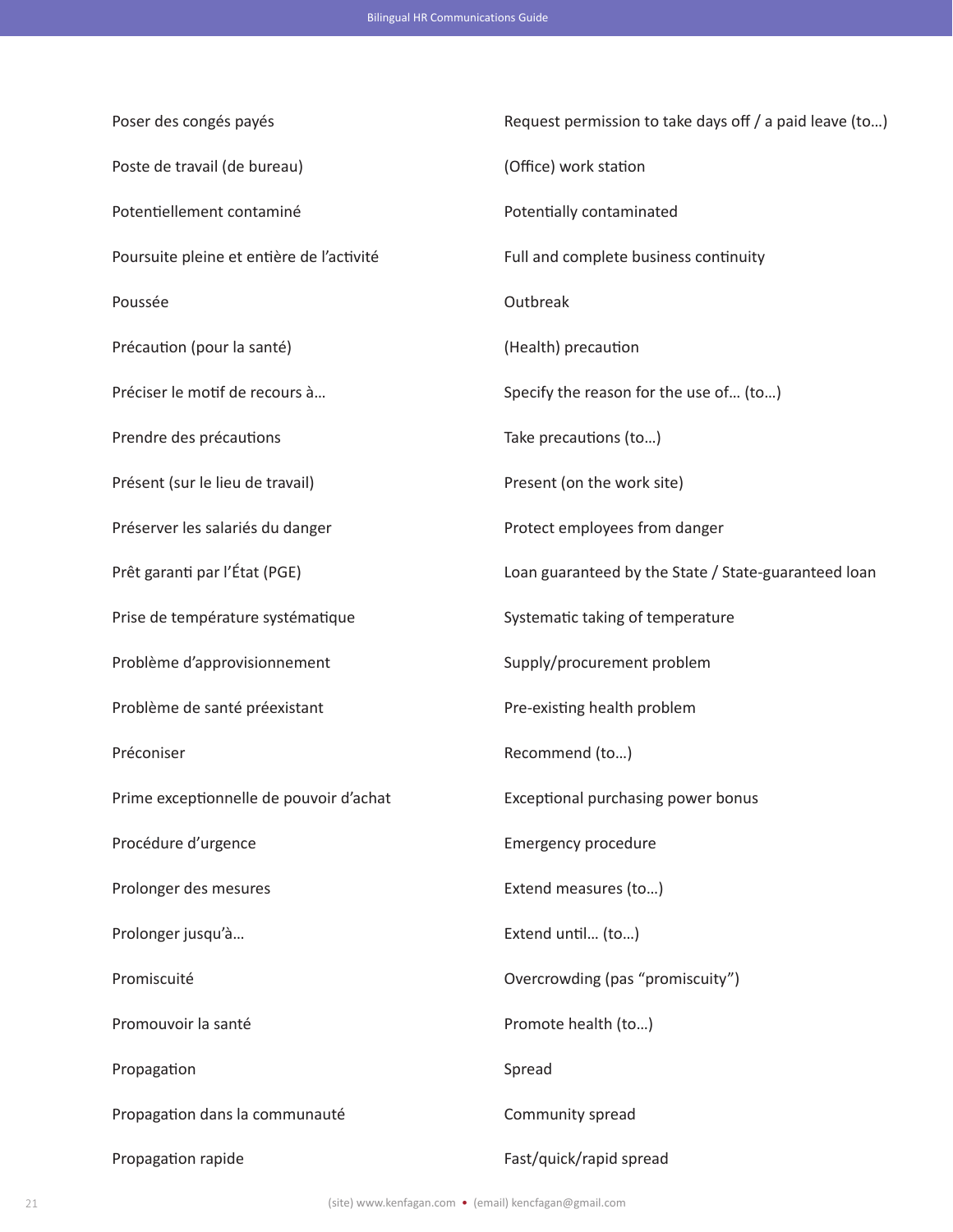| | |
|---|---|
| Poser des congés payés | Request permission to take days off / a paid leave (to…) |
| Poste de travail (de bureau) | (Office) work station |
| Potentiellement contaminé | Potentially contaminated |
| Poursuite pleine et entière de l'activité | Full and complete business continuity |
| Poussée | Outbreak |
| Précaution (pour la santé) | (Health) precaution |
| Préciser le motif de recours à… | Specify the reason for the use of… (to…) |
| Prendre des précautions | Take precautions (to…) |
| Présent (sur le lieu de travail) | Present (on the work site) |
| Préserver les salariés du danger | Protect employees from danger |
| Prêt garanti par l'État (PGE) | Loan guaranteed by the State / State-guaranteed loan |
| Prise de température systématique | Systematic taking of temperature |
| Problème d'approvisionnement | Supply/procurement problem |
| Problème de santé préexistant | Pre-existing health problem |
| Préconiser | Recommend (to…) |
| Prime exceptionnelle de pouvoir d'achat | Exceptional purchasing power bonus |
| Procédure d'urgence | Emergency procedure |
| Prolonger des mesures | Extend measures (to…) |
| Prolonger jusqu'à… | Extend until… (to…) |
| Promiscuité | Overcrowding (pas "promiscuity") |
| Promouvoir la santé | Promote health (to…) |
| Propagation | Spread |
| Propagation dans la communauté | Community spread |
| Propagation rapide | Fast/quick/rapid spread |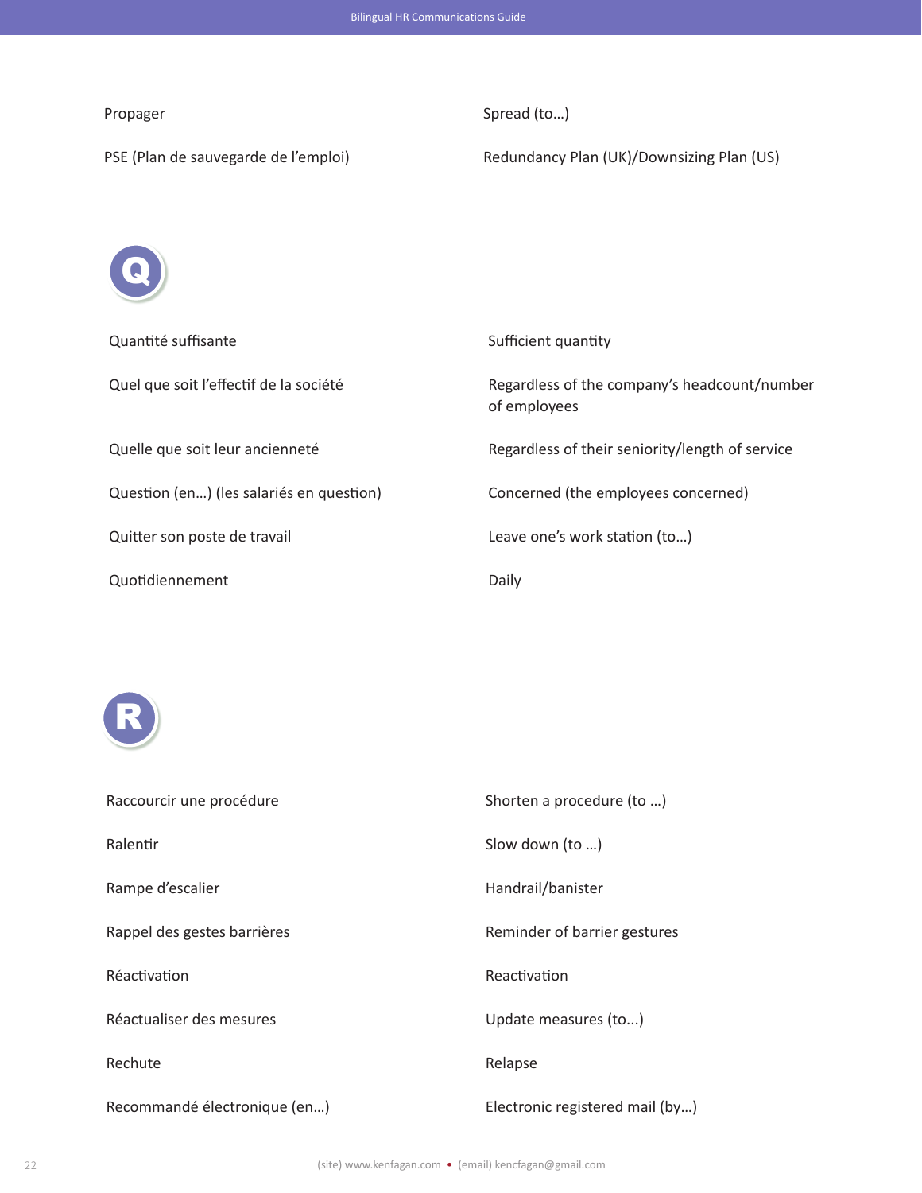| | |
|---|---|
| Propager | Spread (to…) |
| PSE (Plan de sauvegarde de l’emploi) | Redundancy Plan (UK)/Downsizing Plan (US) |

## Q

| | |
|---|---|
| Quantité suffisante | Sufficient quantity |
| Quel que soit l’effectif de la société | Regardless of the company’s headcount/number of employees |
| Quelle que soit leur ancienneté | Regardless of their seniority/length of service |
| Question (en…) (les salariés en question) | Concerned (the employees concerned) |
| Quitter son poste de travail | Leave one’s work station (to…) |
| Quotidiennement | Daily |

## R

| | |
|---|---|
| Raccourcir une procédure | Shorten a procedure (to …) |
| Ralentir | Slow down (to …) |
| Rampe d’escalier | Handrail/banister |
| Rappel des gestes barrières | Reminder of barrier gestures |
| Réactivation | Reactivation |
| Réactualiser des mesures | Update measures (to...) |
| Rechute | Relapse |
| Recommandé électronique (en…) | Electronic registered mail (by…) |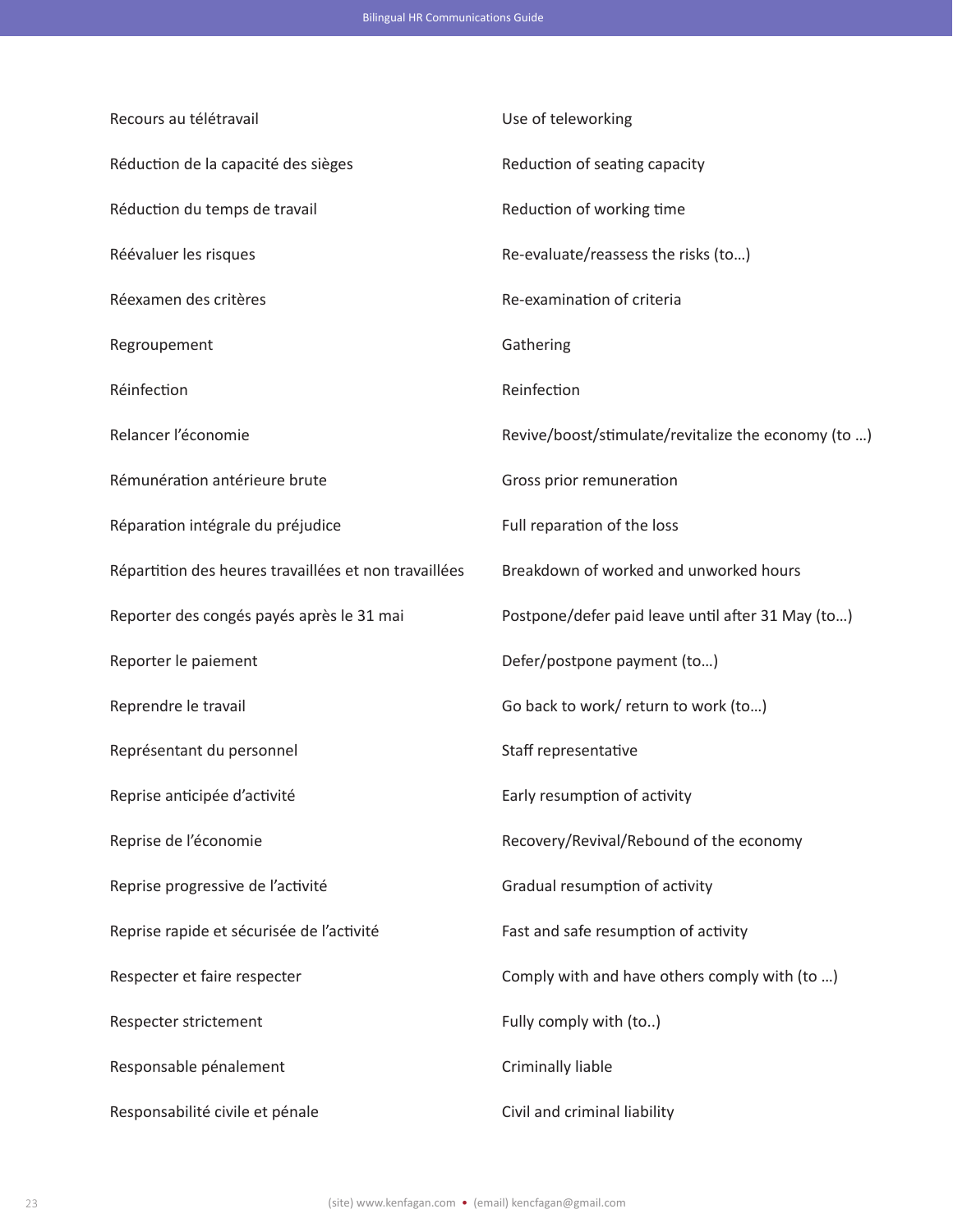| | |
|---|---|
| Recours au télétravail | Use of teleworking |
| Réduction de la capacité des sièges | Reduction of seating capacity |
| Réduction du temps de travail | Reduction of working time |
| Réévaluer les risques | Re-evaluate/reassess the risks (to…) |
| Réexamen des critères | Re-examination of criteria |
| Regroupement | Gathering |
| Réinfection | Reinfection |
| Relancer l'économie | Revive/boost/stimulate/revitalize the economy (to …) |
| Rémunération antérieure brute | Gross prior remuneration |
| Réparation intégrale du préjudice | Full reparation of the loss |
| Répartition des heures travaillées et non travaillées | Breakdown of worked and unworked hours |
| Reporter des congés payés après le 31 mai | Postpone/defer paid leave until after 31 May (to…) |
| Reporter le paiement | Defer/postpone payment (to…) |
| Reprendre le travail | Go back to work/ return to work (to…) |
| Représentant du personnel | Staff representative |
| Reprise anticipée d'activité | Early resumption of activity |
| Reprise de l'économie | Recovery/Revival/Rebound of the economy |
| Reprise progressive de l'activité | Gradual resumption of activity |
| Reprise rapide et sécurisée de l'activité | Fast and safe resumption of activity |
| Respecter et faire respecter | Comply with and have others comply with (to …) |
| Respecter strictement | Fully comply with (to..) |
| Responsable pénalement | Criminally liable |
| Responsabilité civile et pénale | Civil and criminal liability |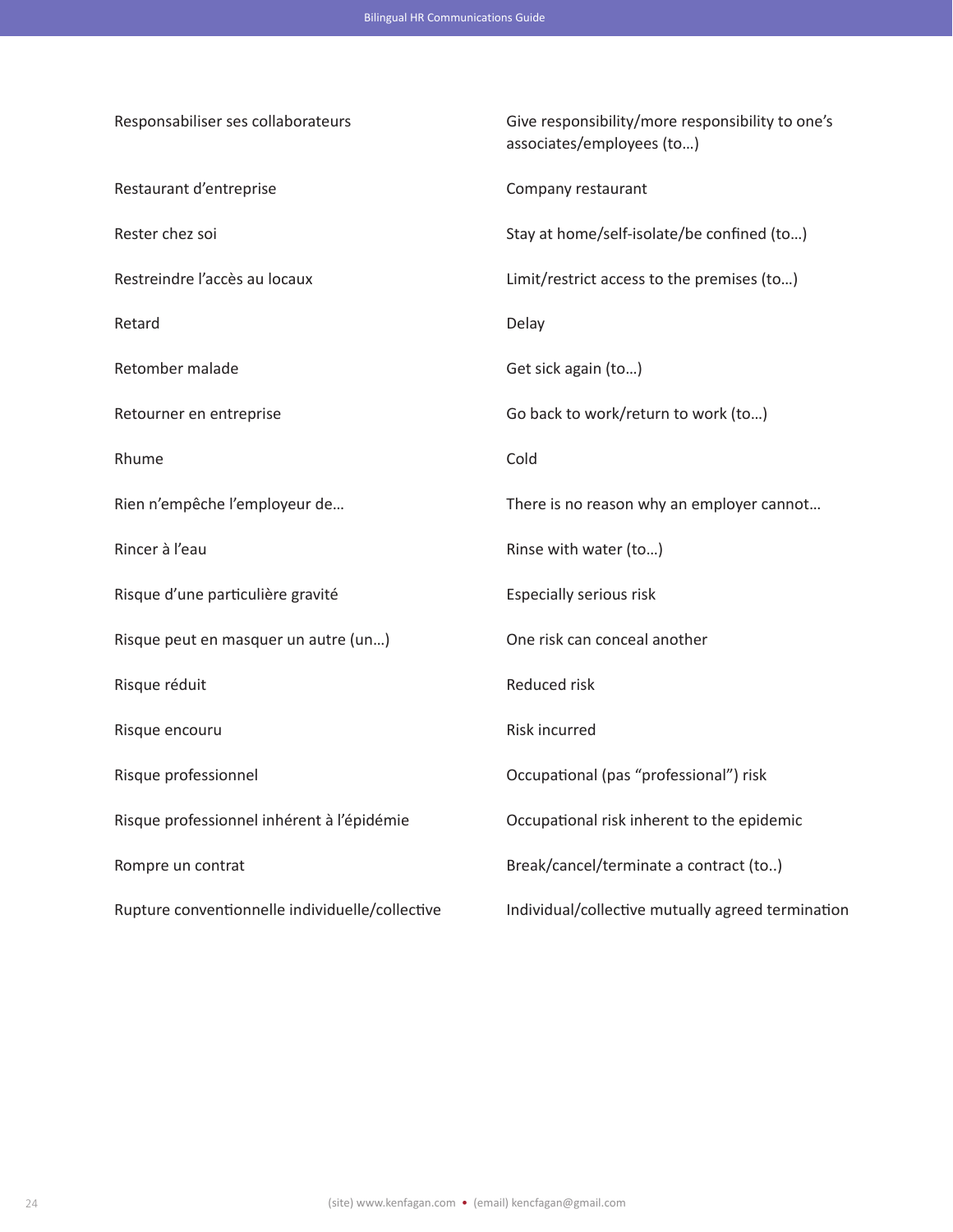| | |
|---|---|
| Responsabiliser ses collaborateurs | Give responsibility/more responsibility to one's associates/employees (to…) |
| Restaurant d'entreprise | Company restaurant |
| Rester chez soi | Stay at home/self-isolate/be confined (to…) |
| Restreindre l'accès au locaux | Limit/restrict access to the premises (to…) |
| Retard | Delay |
| Retomber malade | Get sick again (to…) |
| Retourner en entreprise | Go back to work/return to work (to…) |
| Rhume | Cold |
| Rien n'empêche l'employeur de… | There is no reason why an employer cannot… |
| Rincer à l'eau | Rinse with water (to…) |
| Risque d'une particulière gravité | Especially serious risk |
| Risque peut en masquer un autre (un…) | One risk can conceal another |
| Risque réduit | Reduced risk |
| Risque encouru | Risk incurred |
| Risque professionnel | Occupational (pas "professional") risk |
| Risque professionnel inhérent à l'épidémie | Occupational risk inherent to the epidemic |
| Rompre un contrat | Break/cancel/terminate a contract (to..) |
| Rupture conventionnelle individuelle/collective | Individual/collective mutually agreed termination |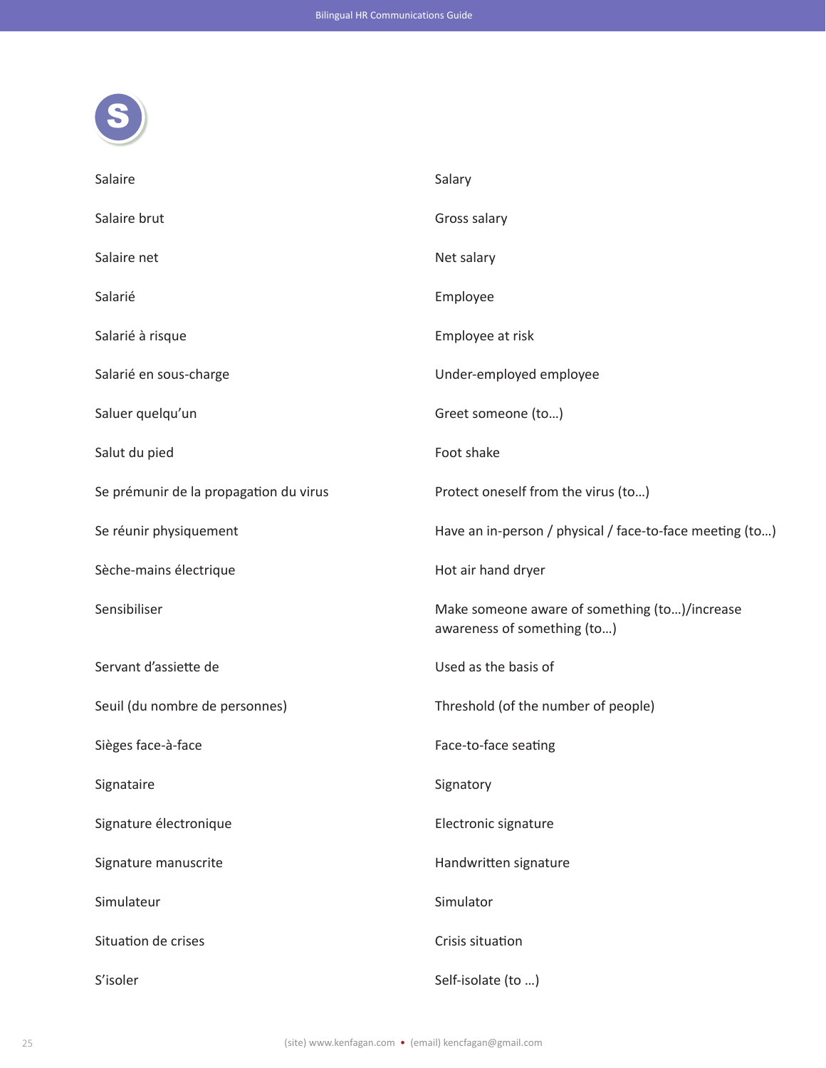# S

| | |
|---|---|
| Salaire | Salary |
| Salaire brut | Gross salary |
| Salaire net | Net salary |
| Salarié | Employee |
| Salarié à risque | Employee at risk |
| Salarié en sous-charge | Under-employed employee |
| Saluer quelqu'un | Greet someone (to…) |
| Salut du pied | Foot shake |
| Se prémunir de la propagation du virus | Protect oneself from the virus (to…) |
| Se réunir physiquement | Have an in-person / physical / face-to-face meeting (to…) |
| Sèche-mains électrique | Hot air hand dryer |
| Sensibiliser | Make someone aware of something (to…)/increase awareness of something (to…) |
| Servant d'assiette de | Used as the basis of |
| Seuil (du nombre de personnes) | Threshold (of the number of people) |
| Sièges face-à-face | Face-to-face seating |
| Signataire | Signatory |
| Signature électronique | Electronic signature |
| Signature manuscrite | Handwritten signature |
| Simulateur | Simulator |
| Situation de crises | Crisis situation |
| S'isoler | Self-isolate (to …) |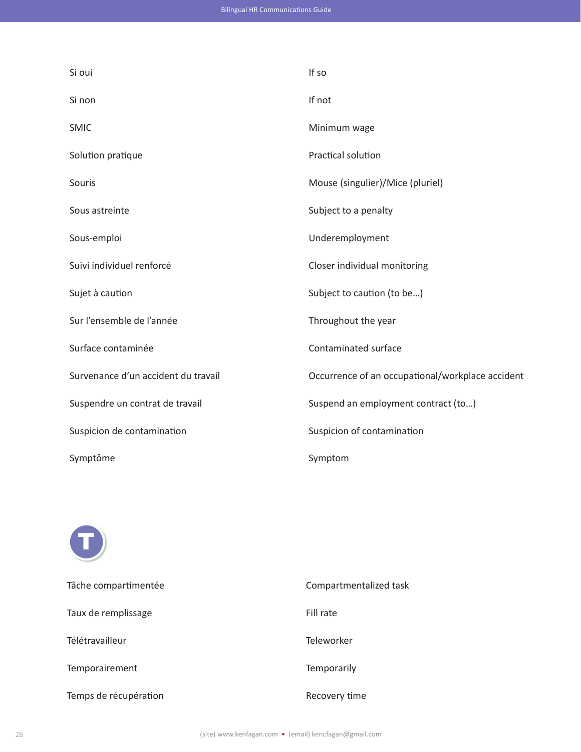| | |
|---|---|
| Si oui | If so |
| Si non | If not |
| SMIC | Minimum wage |
| Solution pratique | Practical solution |
| Souris | Mouse (singulier)/Mice (pluriel) |
| Sous astreinte | Subject to a penalty |
| Sous-emploi | Underemployment |
| Suivi individuel renforcé | Closer individual monitoring |
| Sujet à caution | Subject to caution (to be…) |
| Sur l’ensemble de l’année | Throughout the year |
| Surface contaminée | Contaminated surface |
| Survenance d’un accident du travail | Occurrence of an occupational/workplace accident |
| Suspendre un contrat de travail | Suspend an employment contract (to…) |
| Suspicion de contamination | Suspicion of contamination |
| Symptôme | Symptom |

## T

| | |
|---|---|
| Tâche compartimentée | Compartmentalized task |
| Taux de remplissage | Fill rate |
| Télétravailleur | Teleworker |
| Temporairement | Temporarily |
| Temps de récupération | Recovery time |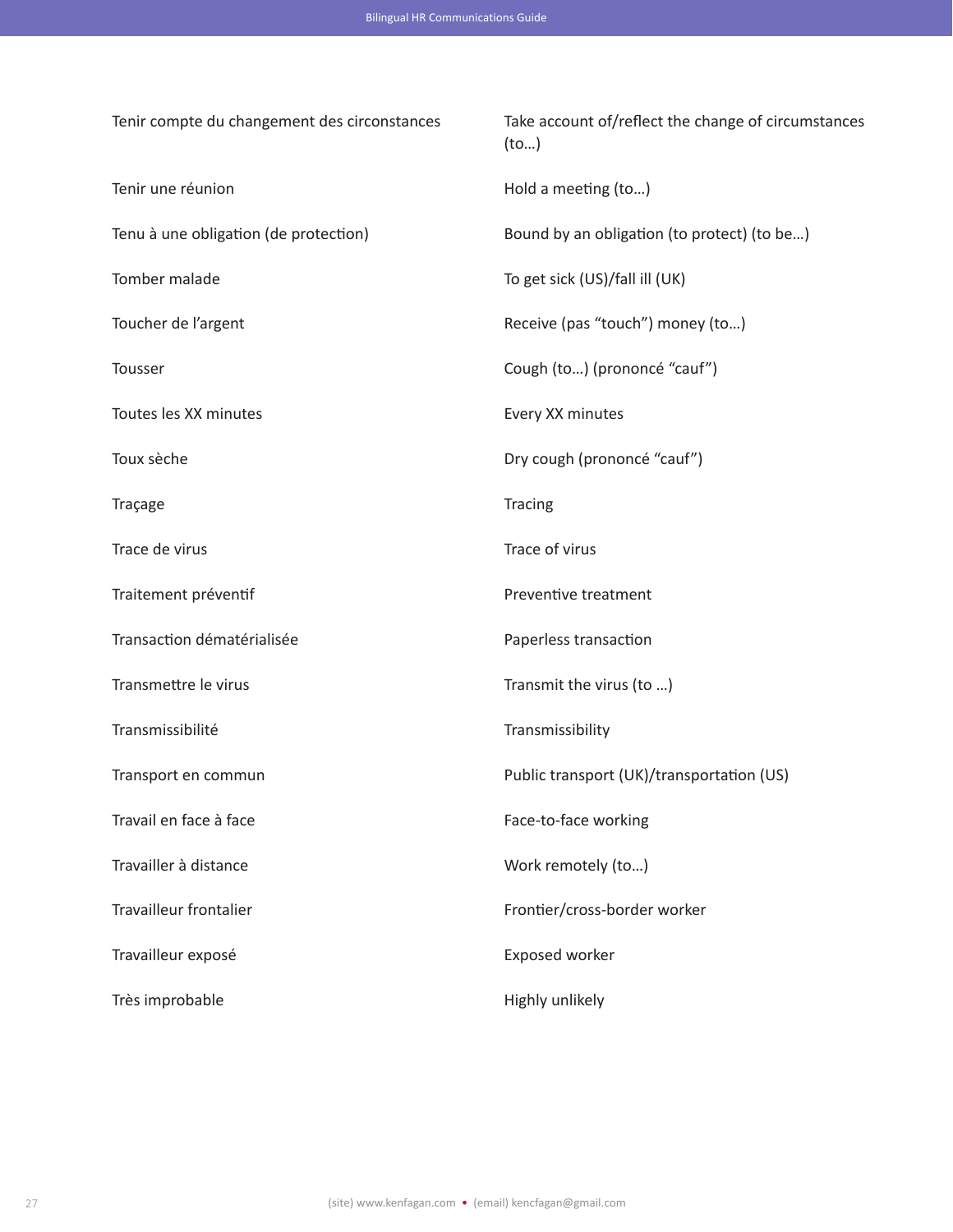| | |
|---|---|
| Tenir compte du changement des circonstances | Take account of/reflect the change of circumstances (to…) |
| Tenir une réunion | Hold a meeting (to…) |
| Tenu à une obligation (de protection) | Bound by an obligation (to protect) (to be…) |
| Tomber malade | To get sick (US)/fall ill (UK) |
| Toucher de l'argent | Receive (pas "touch") money (to…) |
| Tousser | Cough (to…) (prononcé "cauf") |
| Toutes les XX minutes | Every XX minutes |
| Toux sèche | Dry cough (prononcé "cauf") |
| Traçage | Tracing |
| Trace de virus | Trace of virus |
| Traitement préventif | Preventive treatment |
| Transaction dématérialisée | Paperless transaction |
| Transmettre le virus | Transmit the virus (to …) |
| Transmissibilité | Transmissibility |
| Transport en commun | Public transport (UK)/transportation (US) |
| Travail en face à face | Face-to-face working |
| Travailler à distance | Work remotely (to…) |
| Travailleur frontalier | Frontier/cross-border worker |
| Travailleur exposé | Exposed worker |
| Très improbable | Highly unlikely |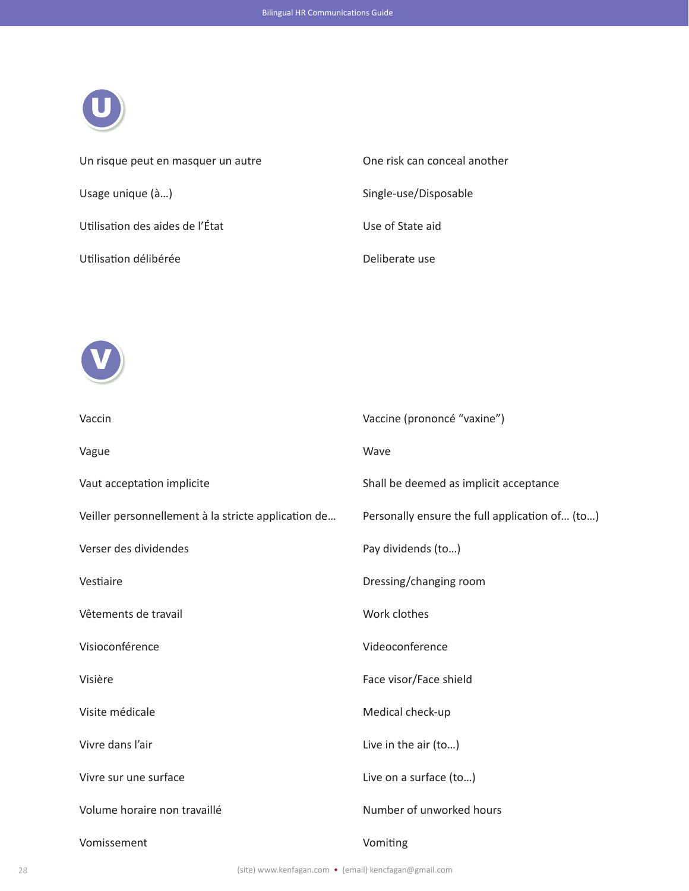## U

| | |
|---|---|
| Un risque peut en masquer un autre | One risk can conceal another |
| Usage unique (à…) | Single-use/Disposable |
| Utilisation des aides de l'État | Use of State aid |
| Utilisation délibérée | Deliberate use |

## V

| | |
|---|---|
| Vaccin | Vaccine (prononcé "vaxine") |
| Vague | Wave |
| Vaut acceptation implicite | Shall be deemed as implicit acceptance |
| Veiller personnellement à la stricte application de… | Personally ensure the full application of… (to…) |
| Verser des dividendes | Pay dividends (to…) |
| Vestiaire | Dressing/changing room |
| Vêtements de travail | Work clothes |
| Visioconférence | Videoconference |
| Visière | Face visor/Face shield |
| Visite médicale | Medical check-up |
| Vivre dans l'air | Live in the air (to…) |
| Vivre sur une surface | Live on a surface (to…) |
| Volume horaire non travaillé | Number of unworked hours |
| Vomissement | Vomiting |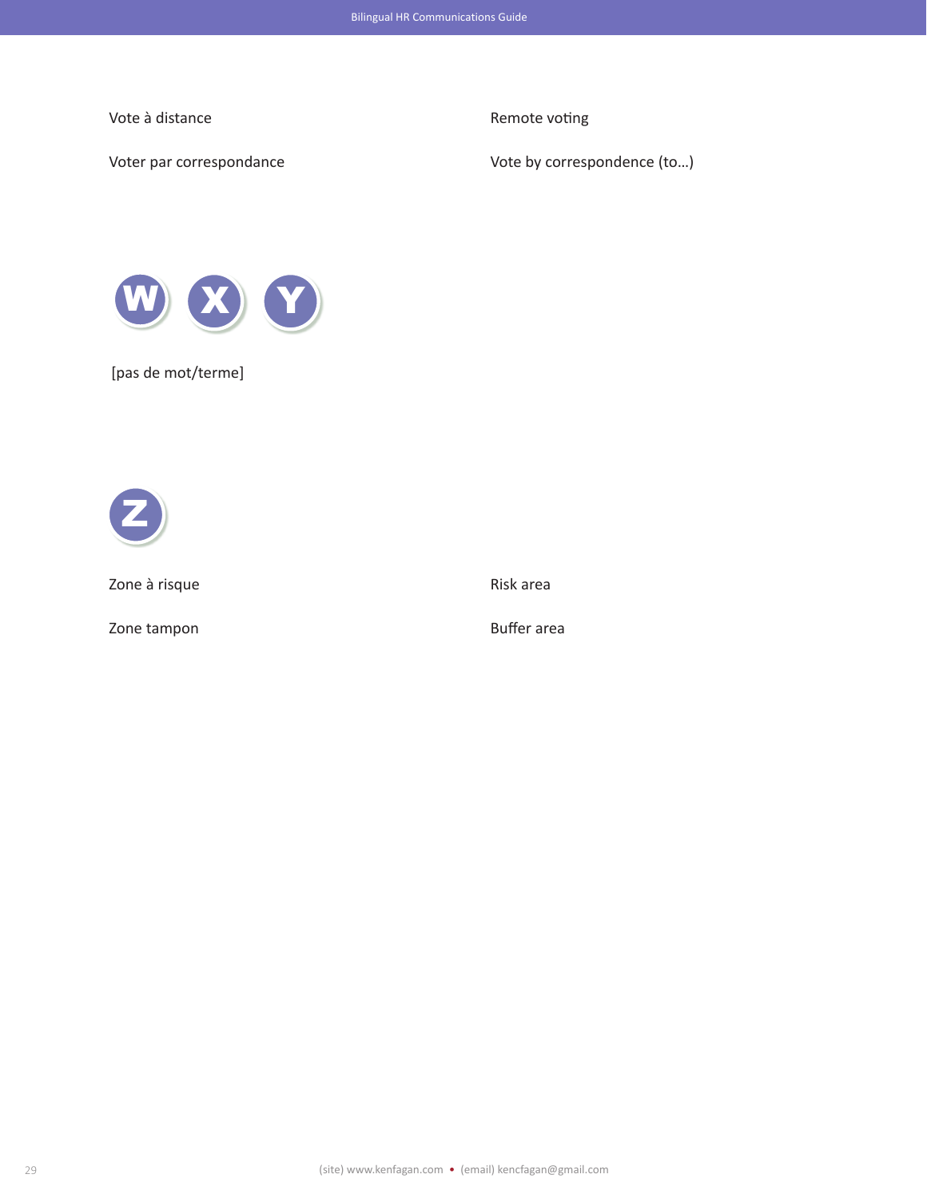| | |
|---|---|
| Vote à distance | Remote voting |
| Voter par correspondance | Vote by correspondence (to…) |

## W X Y

[pas de mot/terme]

## Z

| | |
|---|---|
| Zone à risque | Risk area |
| Zone tampon | Buffer area |

(site) www.kenfagan.com • (email) kencfagan@gmail.com